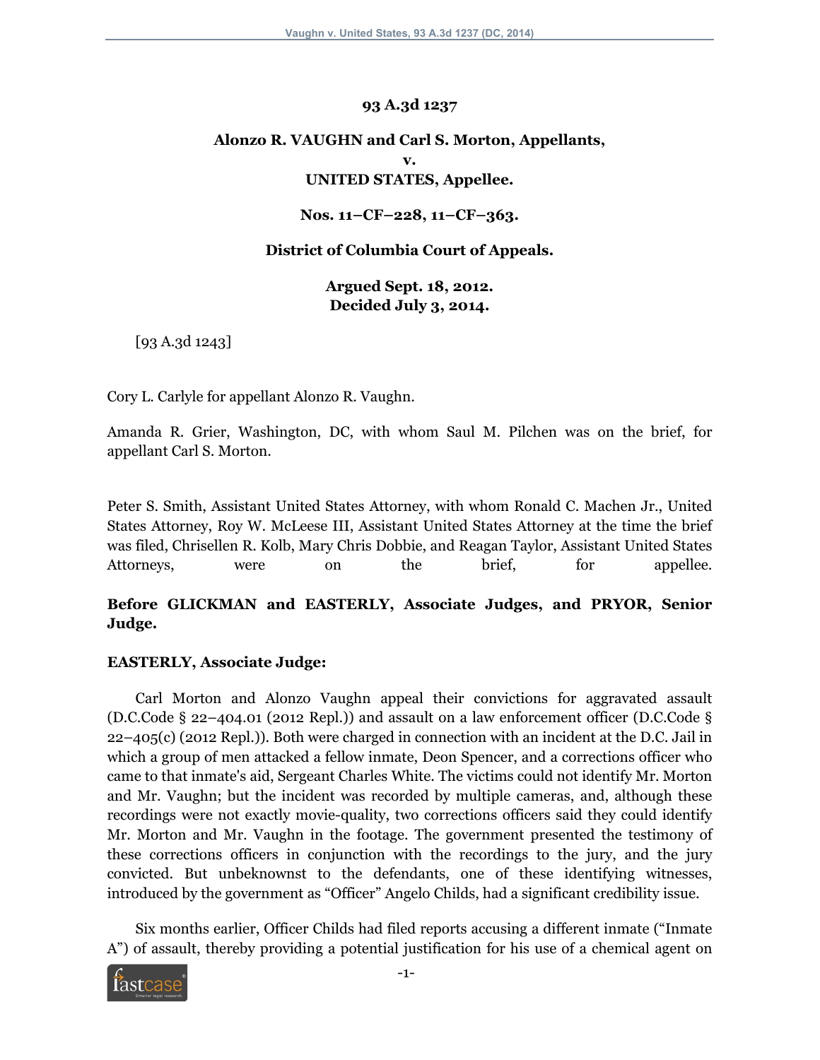**93 A.3d 1237**

**Alonzo R. VAUGHN and Carl S. Morton, Appellants,**
**v.**
**UNITED STATES, Appellee.**

**Nos. 11–CF–228, 11–CF–363.**

**District of Columbia Court of Appeals.**

**Argued Sept. 18, 2012.**
**Decided July 3, 2014.**

[93 A.3d 1243]

Cory L. Carlyle for appellant Alonzo R. Vaughn.

Amanda R. Grier, Washington, DC, with whom Saul M. Pilchen was on the brief, for appellant Carl S. Morton.

Peter S. Smith, Assistant United States Attorney, with whom Ronald C. Machen Jr., United States Attorney, Roy W. McLeese III, Assistant United States Attorney at the time the brief was filed, Chrisellen R. Kolb, Mary Chris Dobbie, and Reagan Taylor, Assistant United States Attorneys, were on the brief, for appellee.

**Before GLICKMAN and EASTERLY, Associate Judges, and PRYOR, Senior Judge.**

**EASTERLY, Associate Judge:**

Carl Morton and Alonzo Vaughn appeal their convictions for aggravated assault (D.C.Code § 22–404.01 (2012 Repl.)) and assault on a law enforcement officer (D.C.Code § 22–405(c) (2012 Repl.)). Both were charged in connection with an incident at the D.C. Jail in which a group of men attacked a fellow inmate, Deon Spencer, and a corrections officer who came to that inmate's aid, Sergeant Charles White. The victims could not identify Mr. Morton and Mr. Vaughn; but the incident was recorded by multiple cameras, and, although these recordings were not exactly movie-quality, two corrections officers said they could identify Mr. Morton and Mr. Vaughn in the footage. The government presented the testimony of these corrections officers in conjunction with the recordings to the jury, and the jury convicted. But unbeknownst to the defendants, one of these identifying witnesses, introduced by the government as "Officer" Angelo Childs, had a significant credibility issue.

Six months earlier, Officer Childs had filed reports accusing a different inmate ("Inmate A") of assault, thereby providing a potential justification for his use of a chemical agent on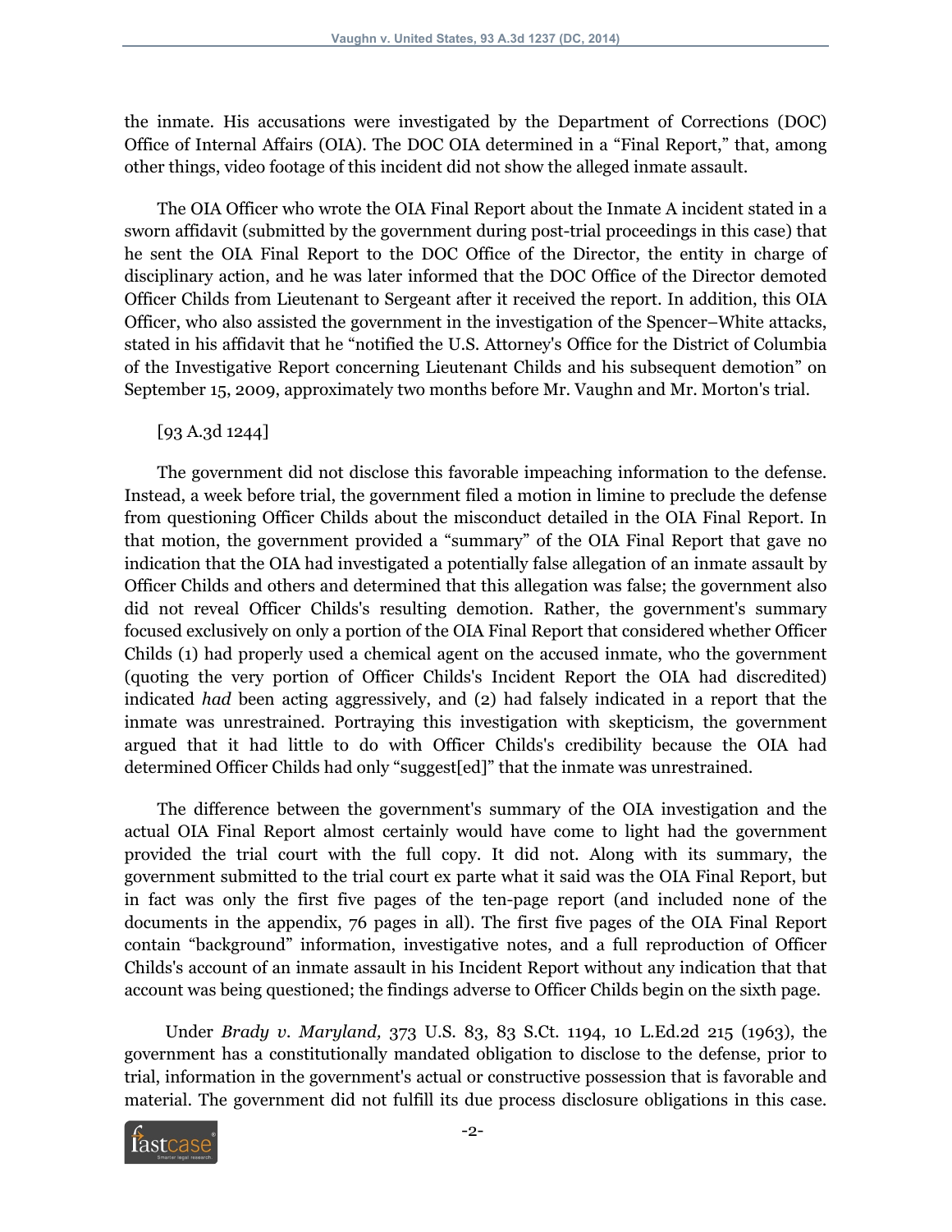the inmate. His accusations were investigated by the Department of Corrections (DOC) Office of Internal Affairs (OIA). The DOC OIA determined in a "Final Report," that, among other things, video footage of this incident did not show the alleged inmate assault.

The OIA Officer who wrote the OIA Final Report about the Inmate A incident stated in a sworn affidavit (submitted by the government during post-trial proceedings in this case) that he sent the OIA Final Report to the DOC Office of the Director, the entity in charge of disciplinary action, and he was later informed that the DOC Office of the Director demoted Officer Childs from Lieutenant to Sergeant after it received the report. In addition, this OIA Officer, who also assisted the government in the investigation of the Spencer–White attacks, stated in his affidavit that he "notified the U.S. Attorney's Office for the District of Columbia of the Investigative Report concerning Lieutenant Childs and his subsequent demotion" on September 15, 2009, approximately two months before Mr. Vaughn and Mr. Morton's trial.

[93 A.3d 1244]

The government did not disclose this favorable impeaching information to the defense. Instead, a week before trial, the government filed a motion in limine to preclude the defense from questioning Officer Childs about the misconduct detailed in the OIA Final Report. In that motion, the government provided a "summary" of the OIA Final Report that gave no indication that the OIA had investigated a potentially false allegation of an inmate assault by Officer Childs and others and determined that this allegation was false; the government also did not reveal Officer Childs's resulting demotion. Rather, the government's summary focused exclusively on only a portion of the OIA Final Report that considered whether Officer Childs (1) had properly used a chemical agent on the accused inmate, who the government (quoting the very portion of Officer Childs's Incident Report the OIA had discredited) indicated *had* been acting aggressively, and (2) had falsely indicated in a report that the inmate was unrestrained. Portraying this investigation with skepticism, the government argued that it had little to do with Officer Childs's credibility because the OIA had determined Officer Childs had only "suggest[ed]" that the inmate was unrestrained.

The difference between the government's summary of the OIA investigation and the actual OIA Final Report almost certainly would have come to light had the government provided the trial court with the full copy. It did not. Along with its summary, the government submitted to the trial court ex parte what it said was the OIA Final Report, but in fact was only the first five pages of the ten-page report (and included none of the documents in the appendix, 76 pages in all). The first five pages of the OIA Final Report contain "background" information, investigative notes, and a full reproduction of Officer Childs's account of an inmate assault in his Incident Report without any indication that that account was being questioned; the findings adverse to Officer Childs begin on the sixth page.

Under *Brady v. Maryland,* 373 U.S. 83, 83 S.Ct. 1194, 10 L.Ed.2d 215 (1963), the government has a constitutionally mandated obligation to disclose to the defense, prior to trial, information in the government's actual or constructive possession that is favorable and material. The government did not fulfill its due process disclosure obligations in this case.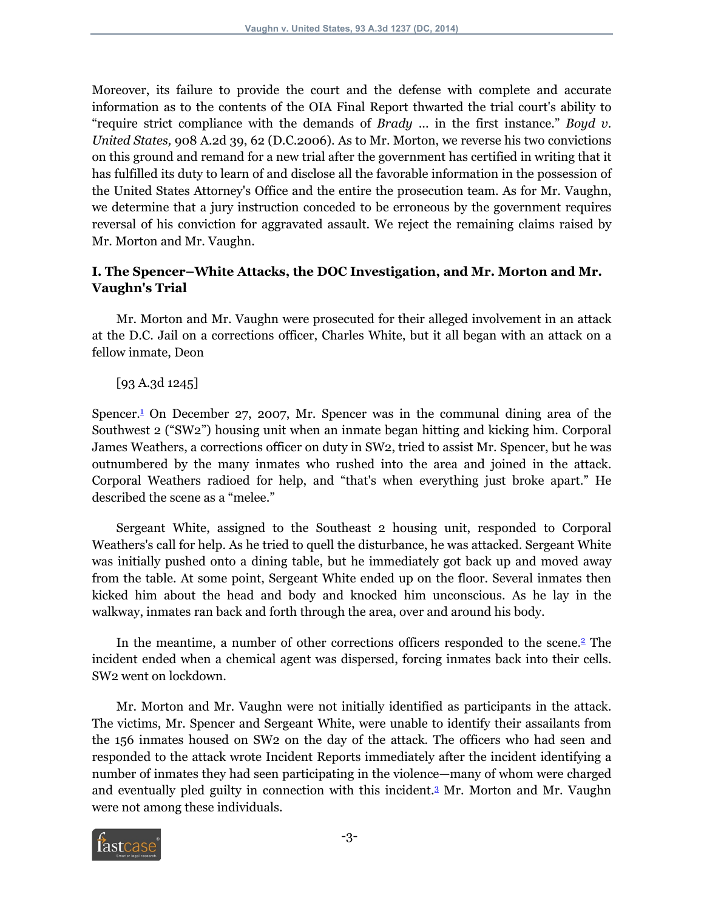Moreover, its failure to provide the court and the defense with complete and accurate information as to the contents of the OIA Final Report thwarted the trial court's ability to "require strict compliance with the demands of *Brady* ... in the first instance." *Boyd v. United States,* 908 A.2d 39, 62 (D.C.2006). As to Mr. Morton, we reverse his two convictions on this ground and remand for a new trial after the government has certified in writing that it has fulfilled its duty to learn of and disclose all the favorable information in the possession of the United States Attorney's Office and the entire the prosecution team. As for Mr. Vaughn, we determine that a jury instruction conceded to be erroneous by the government requires reversal of his conviction for aggravated assault. We reject the remaining claims raised by Mr. Morton and Mr. Vaughn.

### I. The Spencer–White Attacks, the DOC Investigation, and Mr. Morton and Mr. Vaughn's Trial

Mr. Morton and Mr. Vaughn were prosecuted for their alleged involvement in an attack at the D.C. Jail on a corrections officer, Charles White, but it all began with an attack on a fellow inmate, Deon

[93 A.3d 1245]

Spencer.[1] On December 27, 2007, Mr. Spencer was in the communal dining area of the Southwest 2 ("SW2") housing unit when an inmate began hitting and kicking him. Corporal James Weathers, a corrections officer on duty in SW2, tried to assist Mr. Spencer, but he was outnumbered by the many inmates who rushed into the area and joined in the attack. Corporal Weathers radioed for help, and "that's when everything just broke apart." He described the scene as a "melee."

Sergeant White, assigned to the Southeast 2 housing unit, responded to Corporal Weathers's call for help. As he tried to quell the disturbance, he was attacked. Sergeant White was initially pushed onto a dining table, but he immediately got back up and moved away from the table. At some point, Sergeant White ended up on the floor. Several inmates then kicked him about the head and body and knocked him unconscious. As he lay in the walkway, inmates ran back and forth through the area, over and around his body.

In the meantime, a number of other corrections officers responded to the scene.[2] The incident ended when a chemical agent was dispersed, forcing inmates back into their cells. SW2 went on lockdown.

Mr. Morton and Mr. Vaughn were not initially identified as participants in the attack. The victims, Mr. Spencer and Sergeant White, were unable to identify their assailants from the 156 inmates housed on SW2 on the day of the attack. The officers who had seen and responded to the attack wrote Incident Reports immediately after the incident identifying a number of inmates they had seen participating in the violence—many of whom were charged and eventually pled guilty in connection with this incident.[3] Mr. Morton and Mr. Vaughn were not among these individuals.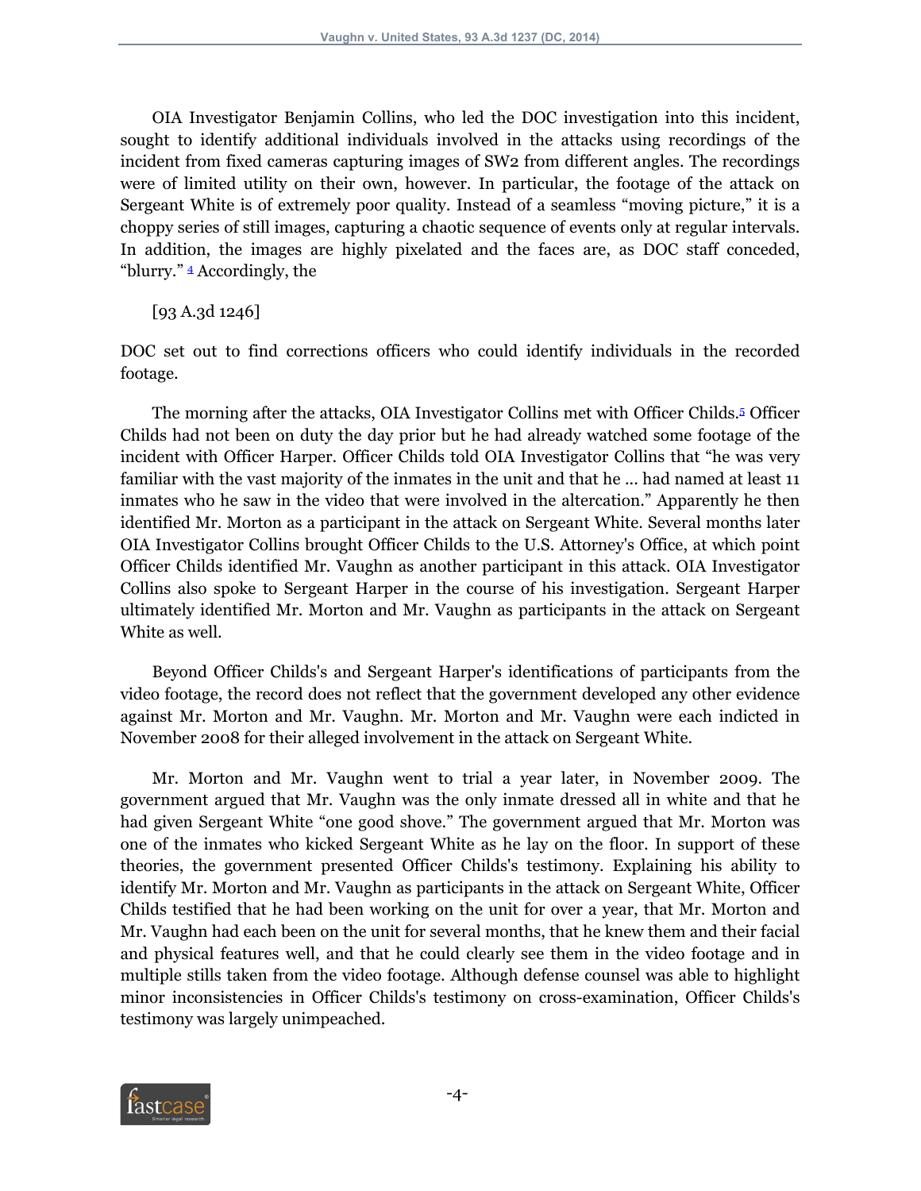OIA Investigator Benjamin Collins, who led the DOC investigation into this incident, sought to identify additional individuals involved in the attacks using recordings of the incident from fixed cameras capturing images of SW2 from different angles. The recordings were of limited utility on their own, however. In particular, the footage of the attack on Sergeant White is of extremely poor quality. Instead of a seamless "moving picture," it is a choppy series of still images, capturing a chaotic sequence of events only at regular intervals. In addition, the images are highly pixelated and the faces are, as DOC staff conceded, "blurry." [4] Accordingly, the

[93 A.3d 1246]

DOC set out to find corrections officers who could identify individuals in the recorded footage.

The morning after the attacks, OIA Investigator Collins met with Officer Childs.[5] Officer Childs had not been on duty the day prior but he had already watched some footage of the incident with Officer Harper. Officer Childs told OIA Investigator Collins that "he was very familiar with the vast majority of the inmates in the unit and that he ... had named at least 11 inmates who he saw in the video that were involved in the altercation." Apparently he then identified Mr. Morton as a participant in the attack on Sergeant White. Several months later OIA Investigator Collins brought Officer Childs to the U.S. Attorney's Office, at which point Officer Childs identified Mr. Vaughn as another participant in this attack. OIA Investigator Collins also spoke to Sergeant Harper in the course of his investigation. Sergeant Harper ultimately identified Mr. Morton and Mr. Vaughn as participants in the attack on Sergeant White as well.

Beyond Officer Childs's and Sergeant Harper's identifications of participants from the video footage, the record does not reflect that the government developed any other evidence against Mr. Morton and Mr. Vaughn. Mr. Morton and Mr. Vaughn were each indicted in November 2008 for their alleged involvement in the attack on Sergeant White.

Mr. Morton and Mr. Vaughn went to trial a year later, in November 2009. The government argued that Mr. Vaughn was the only inmate dressed all in white and that he had given Sergeant White "one good shove." The government argued that Mr. Morton was one of the inmates who kicked Sergeant White as he lay on the floor. In support of these theories, the government presented Officer Childs's testimony. Explaining his ability to identify Mr. Morton and Mr. Vaughn as participants in the attack on Sergeant White, Officer Childs testified that he had been working on the unit for over a year, that Mr. Morton and Mr. Vaughn had each been on the unit for several months, that he knew them and their facial and physical features well, and that he could clearly see them in the video footage and in multiple stills taken from the video footage. Although defense counsel was able to highlight minor inconsistencies in Officer Childs's testimony on cross-examination, Officer Childs's testimony was largely unimpeached.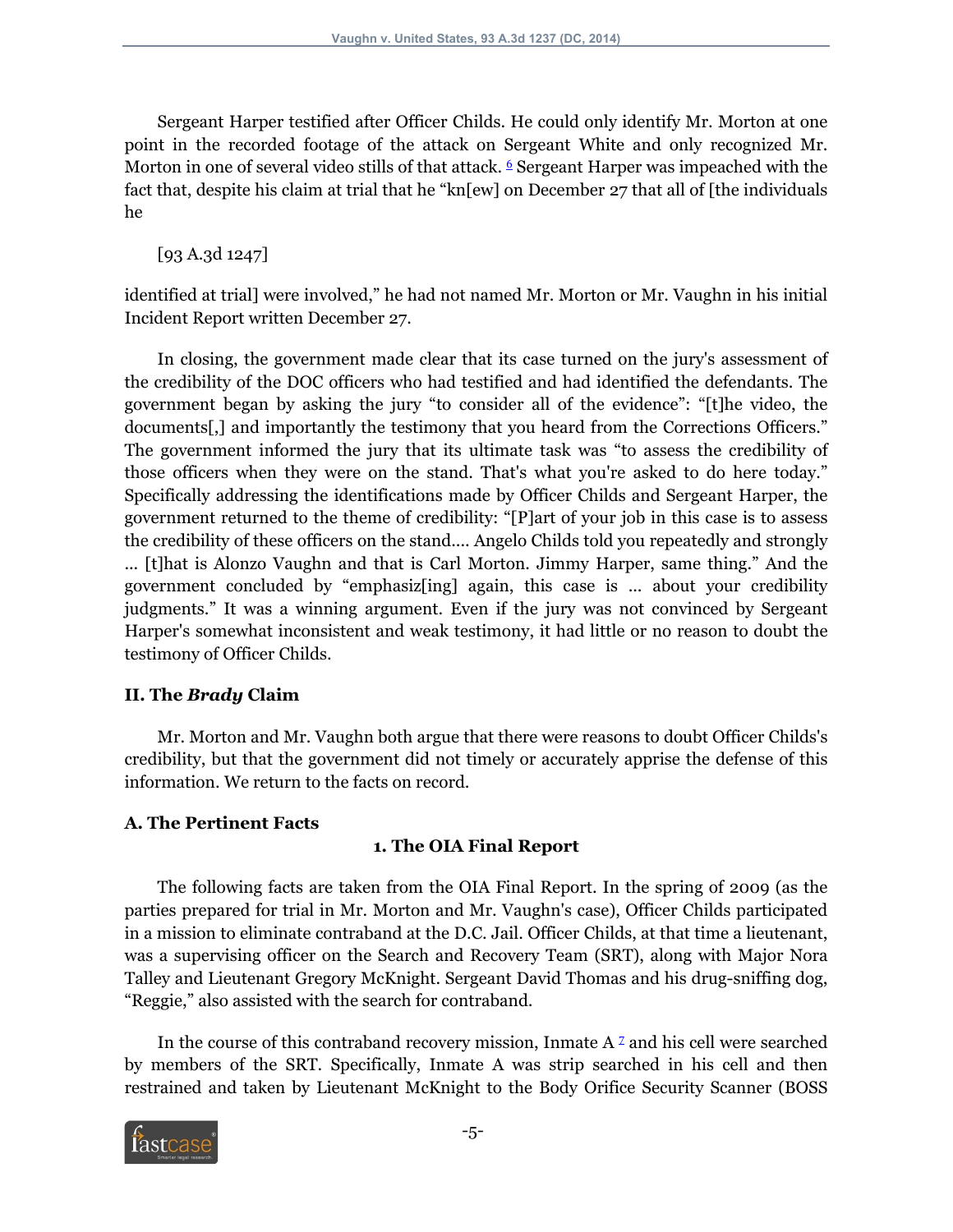Sergeant Harper testified after Officer Childs. He could only identify Mr. Morton at one point in the recorded footage of the attack on Sergeant White and only recognized Mr. Morton in one of several video stills of that attack. [6] Sergeant Harper was impeached with the fact that, despite his claim at trial that he "kn[ew] on December 27 that all of [the individuals he

[93 A.3d 1247]

identified at trial] were involved," he had not named Mr. Morton or Mr. Vaughn in his initial Incident Report written December 27.

In closing, the government made clear that its case turned on the jury's assessment of the credibility of the DOC officers who had testified and had identified the defendants. The government began by asking the jury "to consider all of the evidence": "[t]he video, the documents[,] and importantly the testimony that you heard from the Corrections Officers." The government informed the jury that its ultimate task was "to assess the credibility of those officers when they were on the stand. That's what you're asked to do here today." Specifically addressing the identifications made by Officer Childs and Sergeant Harper, the government returned to the theme of credibility: "[P]art of your job in this case is to assess the credibility of these officers on the stand.... Angelo Childs told you repeatedly and strongly ... [t]hat is Alonzo Vaughn and that is Carl Morton. Jimmy Harper, same thing." And the government concluded by "emphasiz[ing] again, this case is ... about your credibility judgments." It was a winning argument. Even if the jury was not convinced by Sergeant Harper's somewhat inconsistent and weak testimony, it had little or no reason to doubt the testimony of Officer Childs.

## II. The *Brady* Claim

Mr. Morton and Mr. Vaughn both argue that there were reasons to doubt Officer Childs's credibility, but that the government did not timely or accurately apprise the defense of this information. We return to the facts on record.

### A. The Pertinent Facts

#### 1. The OIA Final Report

The following facts are taken from the OIA Final Report. In the spring of 2009 (as the parties prepared for trial in Mr. Morton and Mr. Vaughn's case), Officer Childs participated in a mission to eliminate contraband at the D.C. Jail. Officer Childs, at that time a lieutenant, was a supervising officer on the Search and Recovery Team (SRT), along with Major Nora Talley and Lieutenant Gregory McKnight. Sergeant David Thomas and his drug-sniffing dog, "Reggie," also assisted with the search for contraband.

In the course of this contraband recovery mission, Inmate A [7] and his cell were searched by members of the SRT. Specifically, Inmate A was strip searched in his cell and then restrained and taken by Lieutenant McKnight to the Body Orifice Security Scanner (BOSS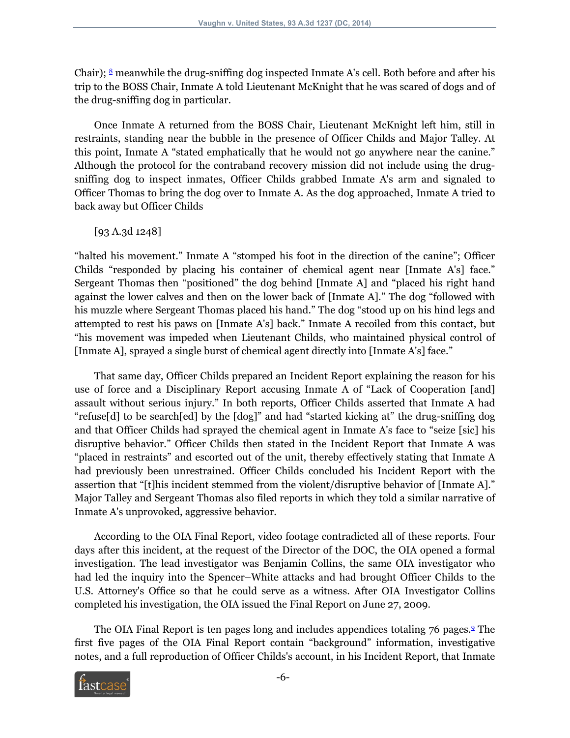Chair); [8] meanwhile the drug-sniffing dog inspected Inmate A's cell. Both before and after his trip to the BOSS Chair, Inmate A told Lieutenant McKnight that he was scared of dogs and of the drug-sniffing dog in particular.

Once Inmate A returned from the BOSS Chair, Lieutenant McKnight left him, still in restraints, standing near the bubble in the presence of Officer Childs and Major Talley. At this point, Inmate A "stated emphatically that he would not go anywhere near the canine." Although the protocol for the contraband recovery mission did not include using the drug-sniffing dog to inspect inmates, Officer Childs grabbed Inmate A's arm and signaled to Officer Thomas to bring the dog over to Inmate A. As the dog approached, Inmate A tried to back away but Officer Childs

[93 A.3d 1248]

"halted his movement." Inmate A "stomped his foot in the direction of the canine"; Officer Childs "responded by placing his container of chemical agent near [Inmate A's] face." Sergeant Thomas then "positioned" the dog behind [Inmate A] and "placed his right hand against the lower calves and then on the lower back of [Inmate A]." The dog "followed with his muzzle where Sergeant Thomas placed his hand." The dog "stood up on his hind legs and attempted to rest his paws on [Inmate A's] back." Inmate A recoiled from this contact, but "his movement was impeded when Lieutenant Childs, who maintained physical control of [Inmate A], sprayed a single burst of chemical agent directly into [Inmate A's] face."

That same day, Officer Childs prepared an Incident Report explaining the reason for his use of force and a Disciplinary Report accusing Inmate A of "Lack of Cooperation [and] assault without serious injury." In both reports, Officer Childs asserted that Inmate A had "refuse[d] to be search[ed] by the [dog]" and had "started kicking at" the drug-sniffing dog and that Officer Childs had sprayed the chemical agent in Inmate A's face to "seize [sic] his disruptive behavior." Officer Childs then stated in the Incident Report that Inmate A was "placed in restraints" and escorted out of the unit, thereby effectively stating that Inmate A had previously been unrestrained. Officer Childs concluded his Incident Report with the assertion that "[t]his incident stemmed from the violent/disruptive behavior of [Inmate A]." Major Talley and Sergeant Thomas also filed reports in which they told a similar narrative of Inmate A's unprovoked, aggressive behavior.

According to the OIA Final Report, video footage contradicted all of these reports. Four days after this incident, at the request of the Director of the DOC, the OIA opened a formal investigation. The lead investigator was Benjamin Collins, the same OIA investigator who had led the inquiry into the Spencer–White attacks and had brought Officer Childs to the U.S. Attorney's Office so that he could serve as a witness. After OIA Investigator Collins completed his investigation, the OIA issued the Final Report on June 27, 2009.

The OIA Final Report is ten pages long and includes appendices totaling 76 pages.[9] The first five pages of the OIA Final Report contain "background" information, investigative notes, and a full reproduction of Officer Childs's account, in his Incident Report, that Inmate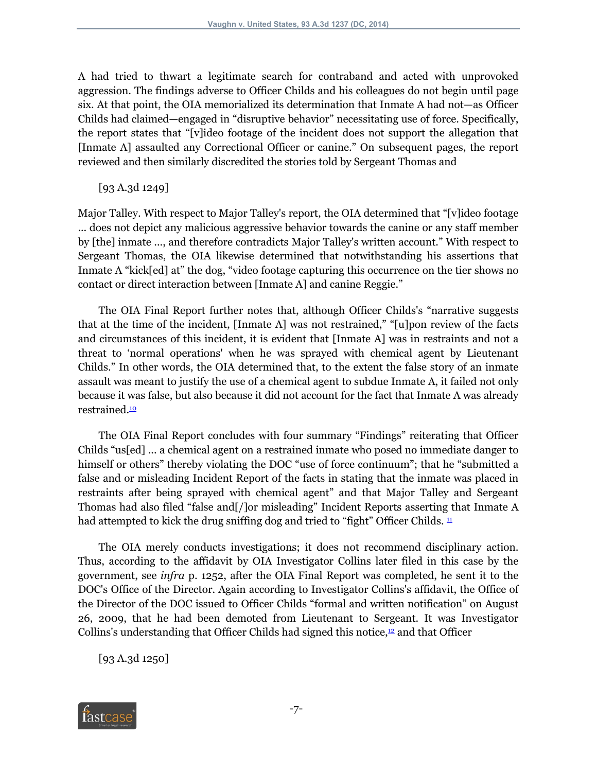A had tried to thwart a legitimate search for contraband and acted with unprovoked aggression. The findings adverse to Officer Childs and his colleagues do not begin until page six. At that point, the OIA memorialized its determination that Inmate A had not—as Officer Childs had claimed—engaged in "disruptive behavior" necessitating use of force. Specifically, the report states that "[v]ideo footage of the incident does not support the allegation that [Inmate A] assaulted any Correctional Officer or canine." On subsequent pages, the report reviewed and then similarly discredited the stories told by Sergeant Thomas and

[93 A.3d 1249]

Major Talley. With respect to Major Talley's report, the OIA determined that "[v]ideo footage ... does not depict any malicious aggressive behavior towards the canine or any staff member by [the] inmate ..., and therefore contradicts Major Talley's written account." With respect to Sergeant Thomas, the OIA likewise determined that notwithstanding his assertions that Inmate A "kick[ed] at" the dog, "video footage capturing this occurrence on the tier shows no contact or direct interaction between [Inmate A] and canine Reggie."

The OIA Final Report further notes that, although Officer Childs's "narrative suggests that at the time of the incident, [Inmate A] was not restrained," "[u]pon review of the facts and circumstances of this incident, it is evident that [Inmate A] was in restraints and not a threat to 'normal operations' when he was sprayed with chemical agent by Lieutenant Childs." In other words, the OIA determined that, to the extent the false story of an inmate assault was meant to justify the use of a chemical agent to subdue Inmate A, it failed not only because it was false, but also because it did not account for the fact that Inmate A was already restrained.[10]

The OIA Final Report concludes with four summary "Findings" reiterating that Officer Childs "us[ed] ... a chemical agent on a restrained inmate who posed no immediate danger to himself or others" thereby violating the DOC "use of force continuum"; that he "submitted a false and or misleading Incident Report of the facts in stating that the inmate was placed in restraints after being sprayed with chemical agent" and that Major Talley and Sergeant Thomas had also filed "false and[/]or misleading" Incident Reports asserting that Inmate A had attempted to kick the drug sniffing dog and tried to "fight" Officer Childs. [11]

The OIA merely conducts investigations; it does not recommend disciplinary action. Thus, according to the affidavit by OIA Investigator Collins later filed in this case by the government, see *infra* p. 1252, after the OIA Final Report was completed, he sent it to the DOC's Office of the Director. Again according to Investigator Collins's affidavit, the Office of the Director of the DOC issued to Officer Childs "formal and written notification" on August 26, 2009, that he had been demoted from Lieutenant to Sergeant. It was Investigator Collins's understanding that Officer Childs had signed this notice,[12] and that Officer

[93 A.3d 1250]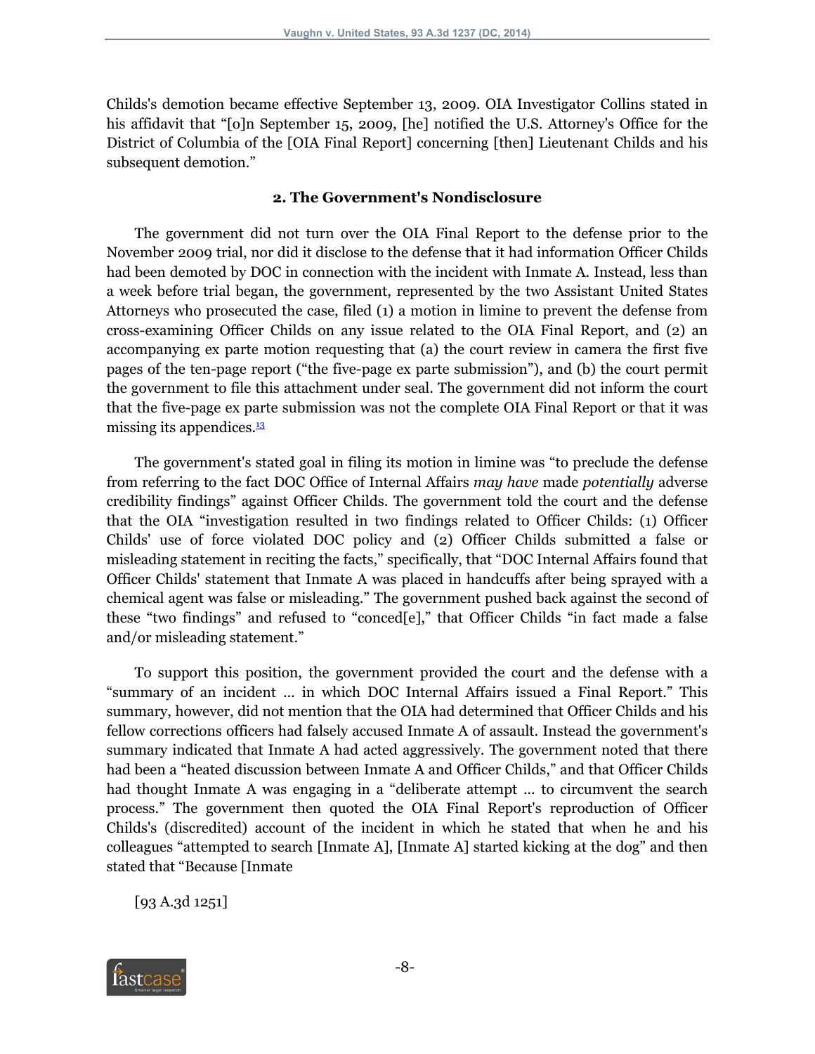Childs's demotion became effective September 13, 2009. OIA Investigator Collins stated in his affidavit that "[o]n September 15, 2009, [he] notified the U.S. Attorney's Office for the District of Columbia of the [OIA Final Report] concerning [then] Lieutenant Childs and his subsequent demotion."

### 2. The Government's Nondisclosure

The government did not turn over the OIA Final Report to the defense prior to the November 2009 trial, nor did it disclose to the defense that it had information Officer Childs had been demoted by DOC in connection with the incident with Inmate A. Instead, less than a week before trial began, the government, represented by the two Assistant United States Attorneys who prosecuted the case, filed (1) a motion in limine to prevent the defense from cross-examining Officer Childs on any issue related to the OIA Final Report, and (2) an accompanying ex parte motion requesting that (a) the court review in camera the first five pages of the ten-page report ("the five-page ex parte submission"), and (b) the court permit the government to file this attachment under seal. The government did not inform the court that the five-page ex parte submission was not the complete OIA Final Report or that it was missing its appendices.[13]

The government's stated goal in filing its motion in limine was "to preclude the defense from referring to the fact DOC Office of Internal Affairs *may have* made *potentially* adverse credibility findings" against Officer Childs. The government told the court and the defense that the OIA "investigation resulted in two findings related to Officer Childs: (1) Officer Childs' use of force violated DOC policy and (2) Officer Childs submitted a false or misleading statement in reciting the facts," specifically, that "DOC Internal Affairs found that Officer Childs' statement that Inmate A was placed in handcuffs after being sprayed with a chemical agent was false or misleading." The government pushed back against the second of these "two findings" and refused to "conced[e]," that Officer Childs "in fact made a false and/or misleading statement."

To support this position, the government provided the court and the defense with a "summary of an incident ... in which DOC Internal Affairs issued a Final Report." This summary, however, did not mention that the OIA had determined that Officer Childs and his fellow corrections officers had falsely accused Inmate A of assault. Instead the government's summary indicated that Inmate A had acted aggressively. The government noted that there had been a "heated discussion between Inmate A and Officer Childs," and that Officer Childs had thought Inmate A was engaging in a "deliberate attempt ... to circumvent the search process." The government then quoted the OIA Final Report's reproduction of Officer Childs's (discredited) account of the incident in which he stated that when he and his colleagues "attempted to search [Inmate A], [Inmate A] started kicking at the dog" and then stated that "Because [Inmate

[93 A.3d 1251]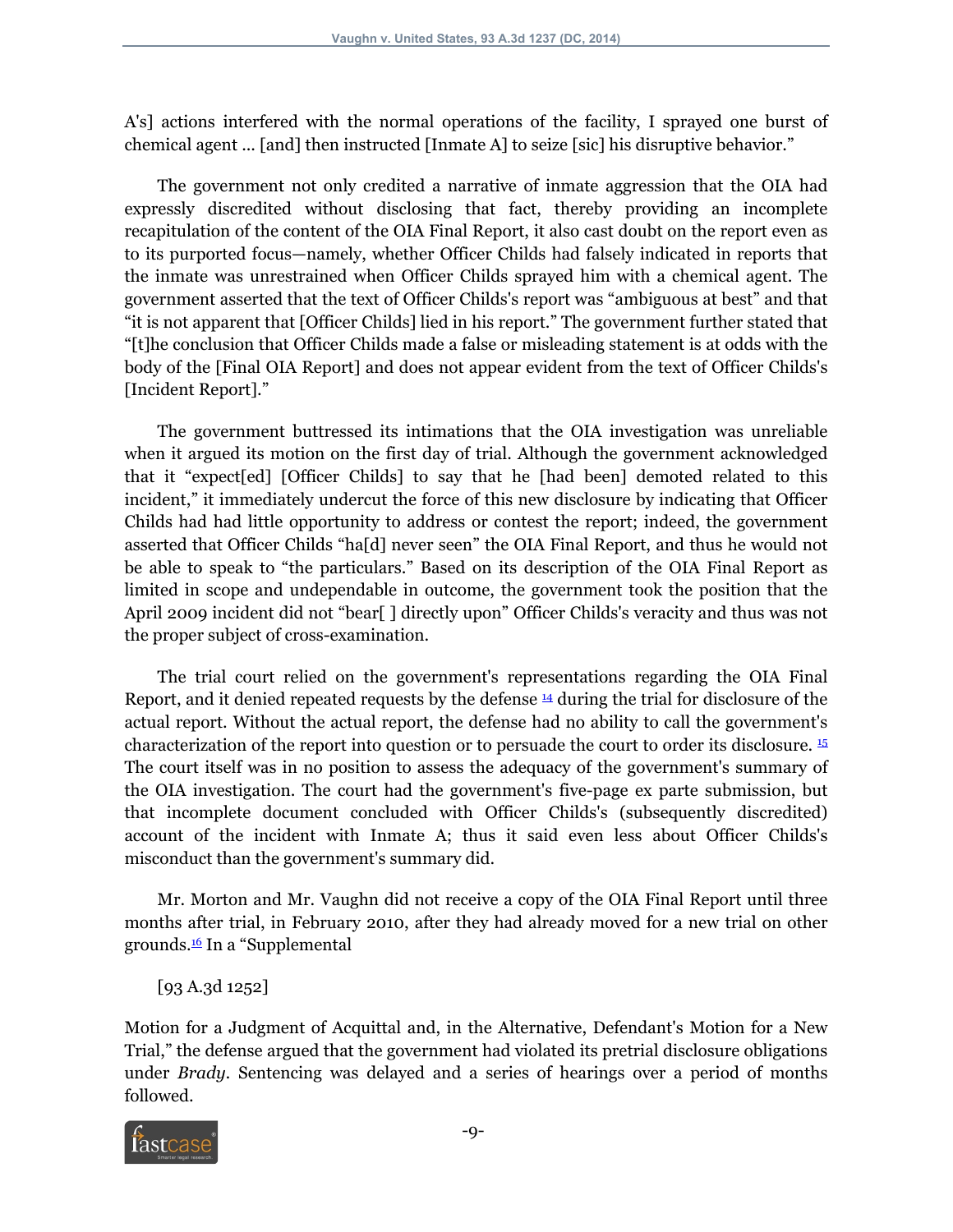A's] actions interfered with the normal operations of the facility, I sprayed one burst of chemical agent ... [and] then instructed [Inmate A] to seize [sic] his disruptive behavior."

The government not only credited a narrative of inmate aggression that the OIA had expressly discredited without disclosing that fact, thereby providing an incomplete recapitulation of the content of the OIA Final Report, it also cast doubt on the report even as to its purported focus—namely, whether Officer Childs had falsely indicated in reports that the inmate was unrestrained when Officer Childs sprayed him with a chemical agent. The government asserted that the text of Officer Childs's report was "ambiguous at best" and that "it is not apparent that [Officer Childs] lied in his report." The government further stated that "[t]he conclusion that Officer Childs made a false or misleading statement is at odds with the body of the [Final OIA Report] and does not appear evident from the text of Officer Childs's [Incident Report]."

The government buttressed its intimations that the OIA investigation was unreliable when it argued its motion on the first day of trial. Although the government acknowledged that it "expect[ed] [Officer Childs] to say that he [had been] demoted related to this incident," it immediately undercut the force of this new disclosure by indicating that Officer Childs had had little opportunity to address or contest the report; indeed, the government asserted that Officer Childs "ha[d] never seen" the OIA Final Report, and thus he would not be able to speak to "the particulars." Based on its description of the OIA Final Report as limited in scope and undependable in outcome, the government took the position that the April 2009 incident did not "bear[ ] directly upon" Officer Childs's veracity and thus was not the proper subject of cross-examination.

The trial court relied on the government's representations regarding the OIA Final Report, and it denied repeated requests by the defense [14] during the trial for disclosure of the actual report. Without the actual report, the defense had no ability to call the government's characterization of the report into question or to persuade the court to order its disclosure. [15] The court itself was in no position to assess the adequacy of the government's summary of the OIA investigation. The court had the government's five-page ex parte submission, but that incomplete document concluded with Officer Childs's (subsequently discredited) account of the incident with Inmate A; thus it said even less about Officer Childs's misconduct than the government's summary did.

Mr. Morton and Mr. Vaughn did not receive a copy of the OIA Final Report until three months after trial, in February 2010, after they had already moved for a new trial on other grounds.[16] In a "Supplemental

[93 A.3d 1252]

Motion for a Judgment of Acquittal and, in the Alternative, Defendant's Motion for a New Trial," the defense argued that the government had violated its pretrial disclosure obligations under *Brady*. Sentencing was delayed and a series of hearings over a period of months followed.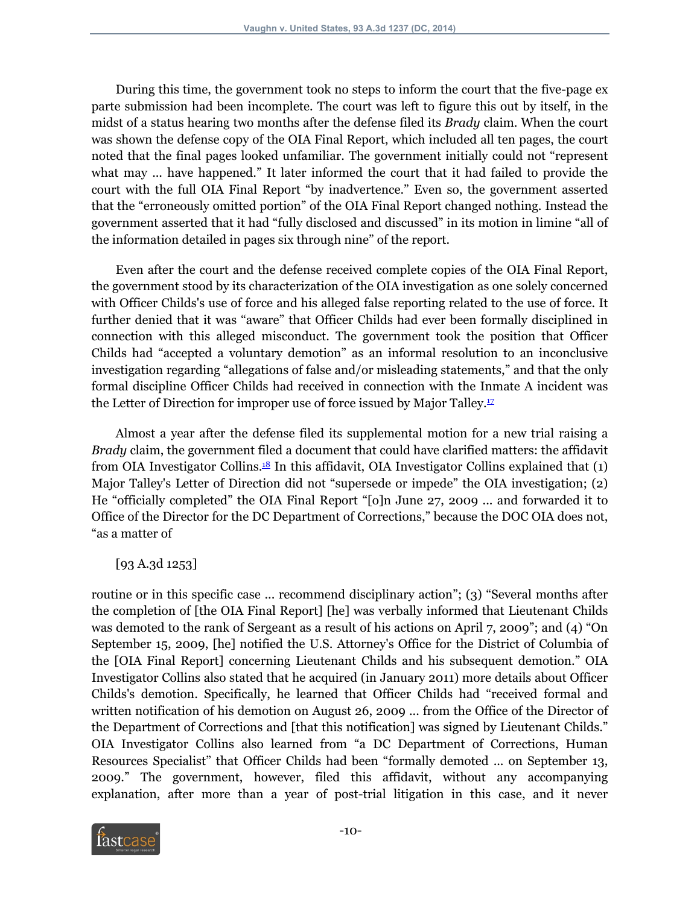During this time, the government took no steps to inform the court that the five-page ex parte submission had been incomplete. The court was left to figure this out by itself, in the midst of a status hearing two months after the defense filed its *Brady* claim. When the court was shown the defense copy of the OIA Final Report, which included all ten pages, the court noted that the final pages looked unfamiliar. The government initially could not "represent what may ... have happened." It later informed the court that it had failed to provide the court with the full OIA Final Report "by inadvertence." Even so, the government asserted that the "erroneously omitted portion" of the OIA Final Report changed nothing. Instead the government asserted that it had "fully disclosed and discussed" in its motion in limine "all of the information detailed in pages six through nine" of the report.

Even after the court and the defense received complete copies of the OIA Final Report, the government stood by its characterization of the OIA investigation as one solely concerned with Officer Childs's use of force and his alleged false reporting related to the use of force. It further denied that it was "aware" that Officer Childs had ever been formally disciplined in connection with this alleged misconduct. The government took the position that Officer Childs had "accepted a voluntary demotion" as an informal resolution to an inconclusive investigation regarding "allegations of false and/or misleading statements," and that the only formal discipline Officer Childs had received in connection with the Inmate A incident was the Letter of Direction for improper use of force issued by Major Talley.[17]

Almost a year after the defense filed its supplemental motion for a new trial raising a *Brady* claim, the government filed a document that could have clarified matters: the affidavit from OIA Investigator Collins.[18] In this affidavit, OIA Investigator Collins explained that (1) Major Talley's Letter of Direction did not "supersede or impede" the OIA investigation; (2) He "officially completed" the OIA Final Report "[o]n June 27, 2009 ... and forwarded it to Office of the Director for the DC Department of Corrections," because the DOC OIA does not, "as a matter of

[93 A.3d 1253]

routine or in this specific case ... recommend disciplinary action"; (3) "Several months after the completion of [the OIA Final Report] [he] was verbally informed that Lieutenant Childs was demoted to the rank of Sergeant as a result of his actions on April 7, 2009"; and (4) "On September 15, 2009, [he] notified the U.S. Attorney's Office for the District of Columbia of the [OIA Final Report] concerning Lieutenant Childs and his subsequent demotion." OIA Investigator Collins also stated that he acquired (in January 2011) more details about Officer Childs's demotion. Specifically, he learned that Officer Childs had "received formal and written notification of his demotion on August 26, 2009 ... from the Office of the Director of the Department of Corrections and [that this notification] was signed by Lieutenant Childs." OIA Investigator Collins also learned from "a DC Department of Corrections, Human Resources Specialist" that Officer Childs had been "formally demoted ... on September 13, 2009." The government, however, filed this affidavit, without any accompanying explanation, after more than a year of post-trial litigation in this case, and it never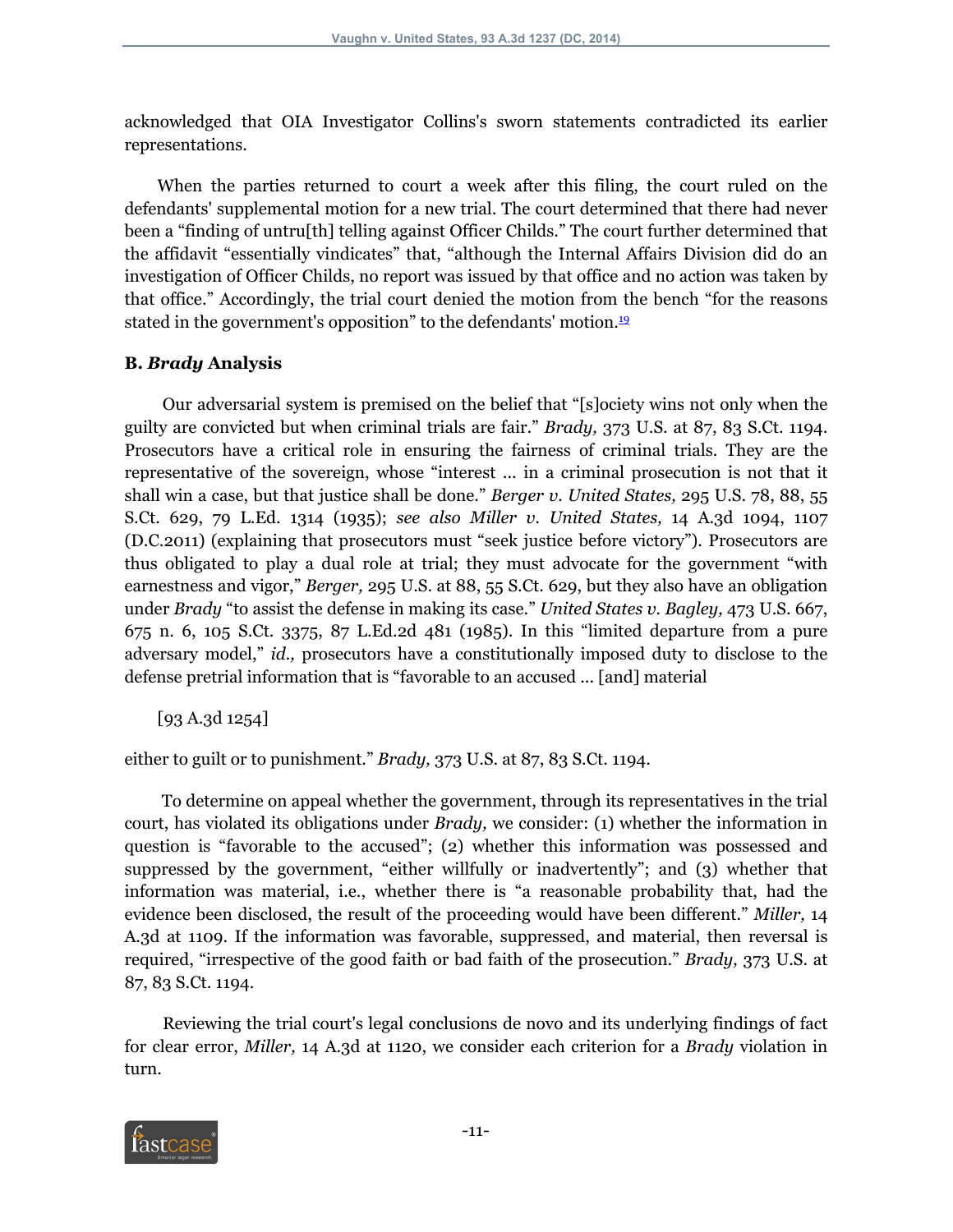acknowledged that OIA Investigator Collins's sworn statements contradicted its earlier representations.

When the parties returned to court a week after this filing, the court ruled on the defendants' supplemental motion for a new trial. The court determined that there had never been a "finding of untru[th] telling against Officer Childs." The court further determined that the affidavit "essentially vindicates" that, "although the Internal Affairs Division did do an investigation of Officer Childs, no report was issued by that office and no action was taken by that office." Accordingly, the trial court denied the motion from the bench "for the reasons stated in the government's opposition" to the defendants' motion.[19]

### B. *Brady* Analysis

Our adversarial system is premised on the belief that "[s]ociety wins not only when the guilty are convicted but when criminal trials are fair." *Brady,* 373 U.S. at 87, 83 S.Ct. 1194. Prosecutors have a critical role in ensuring the fairness of criminal trials. They are the representative of the sovereign, whose "interest ... in a criminal prosecution is not that it shall win a case, but that justice shall be done." *Berger v. United States,* 295 U.S. 78, 88, 55 S.Ct. 629, 79 L.Ed. 1314 (1935); *see also Miller v. United States,* 14 A.3d 1094, 1107 (D.C.2011) (explaining that prosecutors must "seek justice before victory"). Prosecutors are thus obligated to play a dual role at trial; they must advocate for the government "with earnestness and vigor," *Berger,* 295 U.S. at 88, 55 S.Ct. 629, but they also have an obligation under *Brady* "to assist the defense in making its case." *United States v. Bagley,* 473 U.S. 667, 675 n. 6, 105 S.Ct. 3375, 87 L.Ed.2d 481 (1985). In this "limited departure from a pure adversary model," *id.,* prosecutors have a constitutionally imposed duty to disclose to the defense pretrial information that is "favorable to an accused ... [and] material

[93 A.3d 1254]

either to guilt or to punishment." *Brady,* 373 U.S. at 87, 83 S.Ct. 1194.

To determine on appeal whether the government, through its representatives in the trial court, has violated its obligations under *Brady,* we consider: (1) whether the information in question is "favorable to the accused"; (2) whether this information was possessed and suppressed by the government, "either willfully or inadvertently"; and (3) whether that information was material, i.e., whether there is "a reasonable probability that, had the evidence been disclosed, the result of the proceeding would have been different." *Miller,* 14 A.3d at 1109. If the information was favorable, suppressed, and material, then reversal is required, "irrespective of the good faith or bad faith of the prosecution." *Brady,* 373 U.S. at 87, 83 S.Ct. 1194.

Reviewing the trial court's legal conclusions de novo and its underlying findings of fact for clear error, *Miller,* 14 A.3d at 1120, we consider each criterion for a *Brady* violation in turn.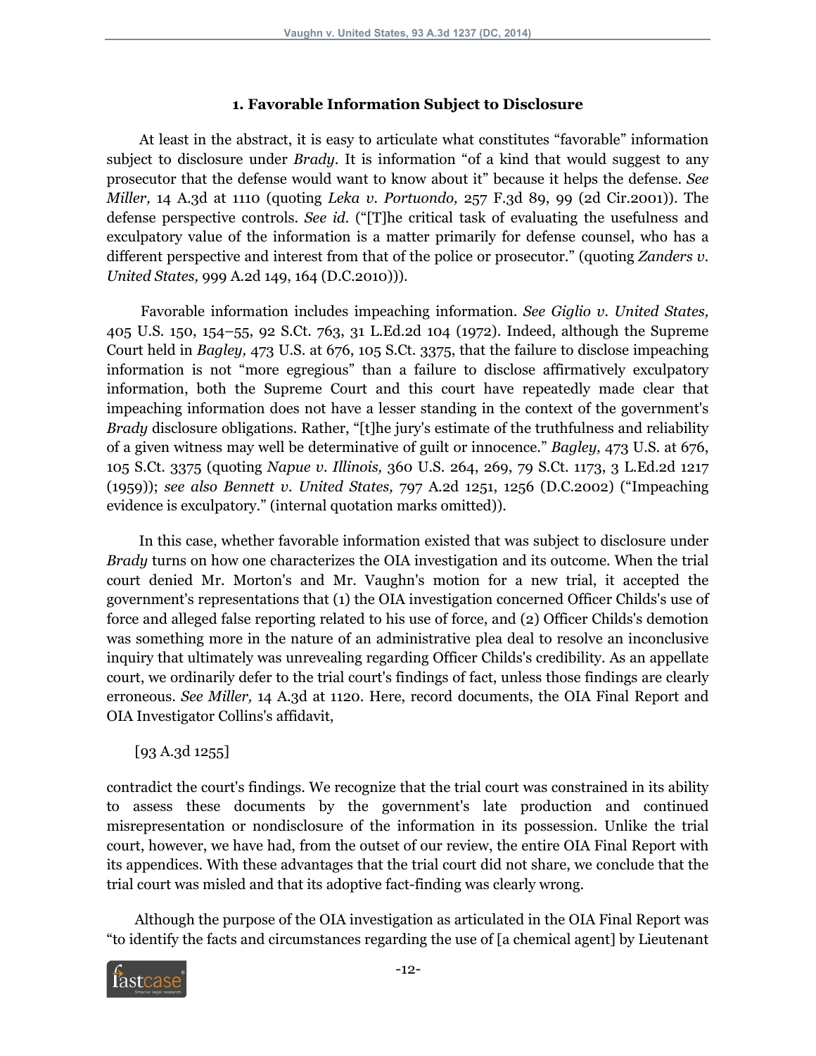### 1. Favorable Information Subject to Disclosure

At least in the abstract, it is easy to articulate what constitutes "favorable" information subject to disclosure under *Brady*. It is information "of a kind that would suggest to any prosecutor that the defense would want to know about it" because it helps the defense. *See Miller,* 14 A.3d at 1110 (quoting *Leka v. Portuondo,* 257 F.3d 89, 99 (2d Cir.2001)). The defense perspective controls. *See id.* ("[T]he critical task of evaluating the usefulness and exculpatory value of the information is a matter primarily for defense counsel, who has a different perspective and interest from that of the police or prosecutor." (quoting *Zanders v. United States,* 999 A.2d 149, 164 (D.C.2010))).

Favorable information includes impeaching information. *See Giglio v. United States,* 405 U.S. 150, 154–55, 92 S.Ct. 763, 31 L.Ed.2d 104 (1972). Indeed, although the Supreme Court held in *Bagley,* 473 U.S. at 676, 105 S.Ct. 3375, that the failure to disclose impeaching information is not "more egregious" than a failure to disclose affirmatively exculpatory information, both the Supreme Court and this court have repeatedly made clear that impeaching information does not have a lesser standing in the context of the government's *Brady* disclosure obligations. Rather, "[t]he jury's estimate of the truthfulness and reliability of a given witness may well be determinative of guilt or innocence." *Bagley,* 473 U.S. at 676, 105 S.Ct. 3375 (quoting *Napue v. Illinois,* 360 U.S. 264, 269, 79 S.Ct. 1173, 3 L.Ed.2d 1217 (1959)); *see also Bennett v. United States,* 797 A.2d 1251, 1256 (D.C.2002) ("Impeaching evidence is exculpatory." (internal quotation marks omitted)).

In this case, whether favorable information existed that was subject to disclosure under *Brady* turns on how one characterizes the OIA investigation and its outcome. When the trial court denied Mr. Morton's and Mr. Vaughn's motion for a new trial, it accepted the government's representations that (1) the OIA investigation concerned Officer Childs's use of force and alleged false reporting related to his use of force, and (2) Officer Childs's demotion was something more in the nature of an administrative plea deal to resolve an inconclusive inquiry that ultimately was unrevealing regarding Officer Childs's credibility. As an appellate court, we ordinarily defer to the trial court's findings of fact, unless those findings are clearly erroneous. *See Miller,* 14 A.3d at 1120. Here, record documents, the OIA Final Report and OIA Investigator Collins's affidavit,

[93 A.3d 1255]

contradict the court's findings. We recognize that the trial court was constrained in its ability to assess these documents by the government's late production and continued misrepresentation or nondisclosure of the information in its possession. Unlike the trial court, however, we have had, from the outset of our review, the entire OIA Final Report with its appendices. With these advantages that the trial court did not share, we conclude that the trial court was misled and that its adoptive fact-finding was clearly wrong.

Although the purpose of the OIA investigation as articulated in the OIA Final Report was "to identify the facts and circumstances regarding the use of [a chemical agent] by Lieutenant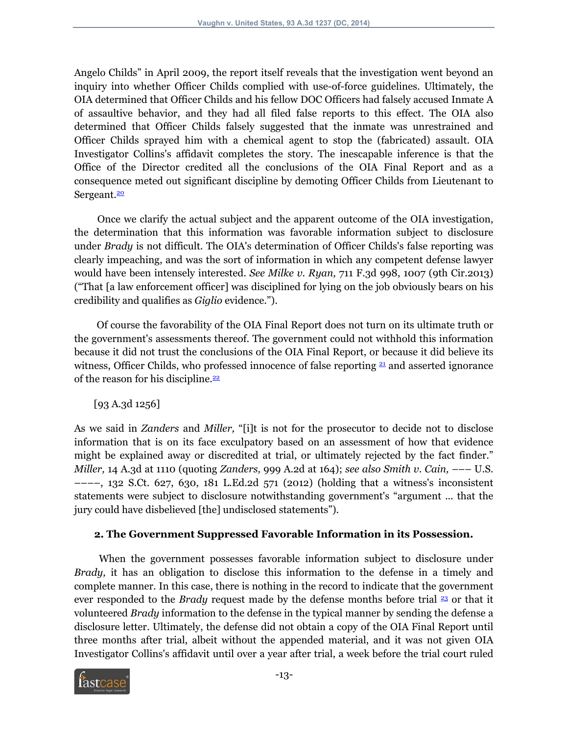Angelo Childs" in April 2009, the report itself reveals that the investigation went beyond an inquiry into whether Officer Childs complied with use-of-force guidelines. Ultimately, the OIA determined that Officer Childs and his fellow DOC Officers had falsely accused Inmate A of assaultive behavior, and they had all filed false reports to this effect. The OIA also determined that Officer Childs falsely suggested that the inmate was unrestrained and Officer Childs sprayed him with a chemical agent to stop the (fabricated) assault. OIA Investigator Collins's affidavit completes the story. The inescapable inference is that the Office of the Director credited all the conclusions of the OIA Final Report and as a consequence meted out significant discipline by demoting Officer Childs from Lieutenant to Sergeant.[20]

Once we clarify the actual subject and the apparent outcome of the OIA investigation, the determination that this information was favorable information subject to disclosure under *Brady* is not difficult. The OIA's determination of Officer Childs's false reporting was clearly impeaching, and was the sort of information in which any competent defense lawyer would have been intensely interested. *See Milke v. Ryan,* 711 F.3d 998, 1007 (9th Cir.2013) ("That [a law enforcement officer] was disciplined for lying on the job obviously bears on his credibility and qualifies as *Giglio* evidence.").

Of course the favorability of the OIA Final Report does not turn on its ultimate truth or the government's assessments thereof. The government could not withhold this information because it did not trust the conclusions of the OIA Final Report, or because it did believe its witness, Officer Childs, who professed innocence of false reporting [21] and asserted ignorance of the reason for his discipline.[22]

[93 A.3d 1256]

As we said in *Zanders* and *Miller,* "[i]t is not for the prosecutor to decide not to disclose information that is on its face exculpatory based on an assessment of how that evidence might be explained away or discredited at trial, or ultimately rejected by the fact finder." *Miller,* 14 A.3d at 1110 (quoting *Zanders,* 999 A.2d at 164); *see also Smith v. Cain,* ––– U.S. ––––, 132 S.Ct. 627, 630, 181 L.Ed.2d 571 (2012) (holding that a witness's inconsistent statements were subject to disclosure notwithstanding government's "argument ... that the jury could have disbelieved [the] undisclosed statements").

**2. The Government Suppressed Favorable Information in its Possession.**

When the government possesses favorable information subject to disclosure under *Brady,* it has an obligation to disclose this information to the defense in a timely and complete manner. In this case, there is nothing in the record to indicate that the government ever responded to the *Brady* request made by the defense months before trial [23] or that it volunteered *Brady* information to the defense in the typical manner by sending the defense a disclosure letter. Ultimately, the defense did not obtain a copy of the OIA Final Report until three months after trial, albeit without the appended material, and it was not given OIA Investigator Collins's affidavit until over a year after trial, a week before the trial court ruled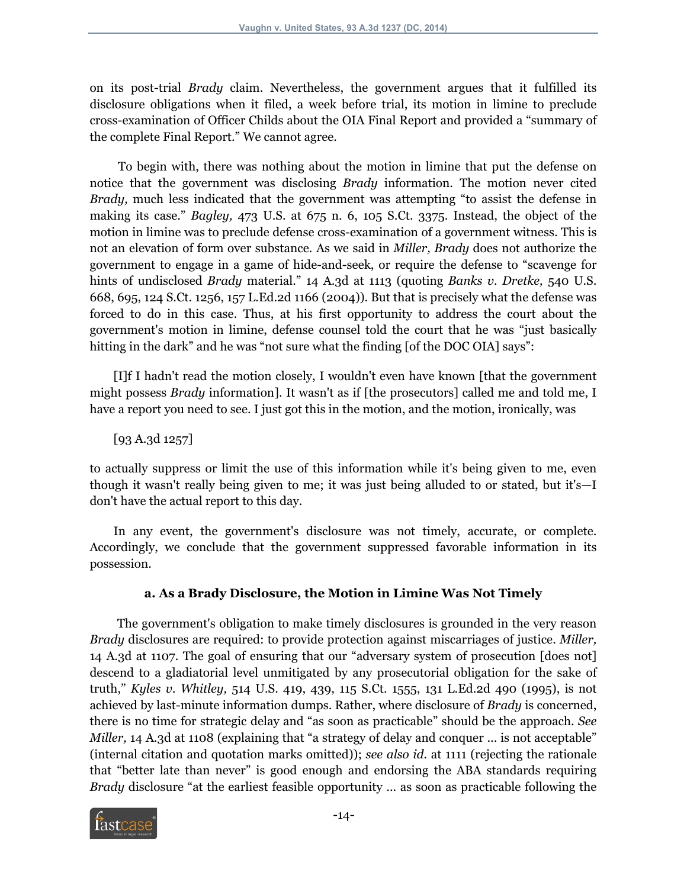on its post-trial *Brady* claim. Nevertheless, the government argues that it fulfilled its disclosure obligations when it filed, a week before trial, its motion in limine to preclude cross-examination of Officer Childs about the OIA Final Report and provided a "summary of the complete Final Report." We cannot agree.

To begin with, there was nothing about the motion in limine that put the defense on notice that the government was disclosing *Brady* information. The motion never cited *Brady,* much less indicated that the government was attempting "to assist the defense in making its case." *Bagley,* 473 U.S. at 675 n. 6, 105 S.Ct. 3375. Instead, the object of the motion in limine was to preclude defense cross-examination of a government witness. This is not an elevation of form over substance. As we said in *Miller, Brady* does not authorize the government to engage in a game of hide-and-seek, or require the defense to "scavenge for hints of undisclosed *Brady* material." 14 A.3d at 1113 (quoting *Banks v. Dretke,* 540 U.S. 668, 695, 124 S.Ct. 1256, 157 L.Ed.2d 1166 (2004)). But that is precisely what the defense was forced to do in this case. Thus, at his first opportunity to address the court about the government's motion in limine, defense counsel told the court that he was "just basically hitting in the dark" and he was "not sure what the finding [of the DOC OIA] says":

> [I]f I hadn't read the motion closely, I wouldn't even have known [that the government might possess *Brady* information]. It wasn't as if [the prosecutors] called me and told me, I have a report you need to see. I just got this in the motion, and the motion, ironically, was
>
> [93 A.3d 1257]
>
> to actually suppress or limit the use of this information while it's being given to me, even though it wasn't really being given to me; it was just being alluded to or stated, but it's—I don't have the actual report to this day.

In any event, the government's disclosure was not timely, accurate, or complete. Accordingly, we conclude that the government suppressed favorable information in its possession.

#### a. As a Brady Disclosure, the Motion in Limine Was Not Timely

The government's obligation to make timely disclosures is grounded in the very reason *Brady* disclosures are required: to provide protection against miscarriages of justice. *Miller,* 14 A.3d at 1107. The goal of ensuring that our "adversary system of prosecution [does not] descend to a gladiatorial level unmitigated by any prosecutorial obligation for the sake of truth," *Kyles v. Whitley,* 514 U.S. 419, 439, 115 S.Ct. 1555, 131 L.Ed.2d 490 (1995), is not achieved by last-minute information dumps. Rather, where disclosure of *Brady* is concerned, there is no time for strategic delay and "as soon as practicable" should be the approach. *See Miller,* 14 A.3d at 1108 (explaining that "a strategy of delay and conquer ... is not acceptable" (internal citation and quotation marks omitted)); *see also id.* at 1111 (rejecting the rationale that "better late than never" is good enough and endorsing the ABA standards requiring *Brady* disclosure "at the earliest feasible opportunity ... as soon as practicable following the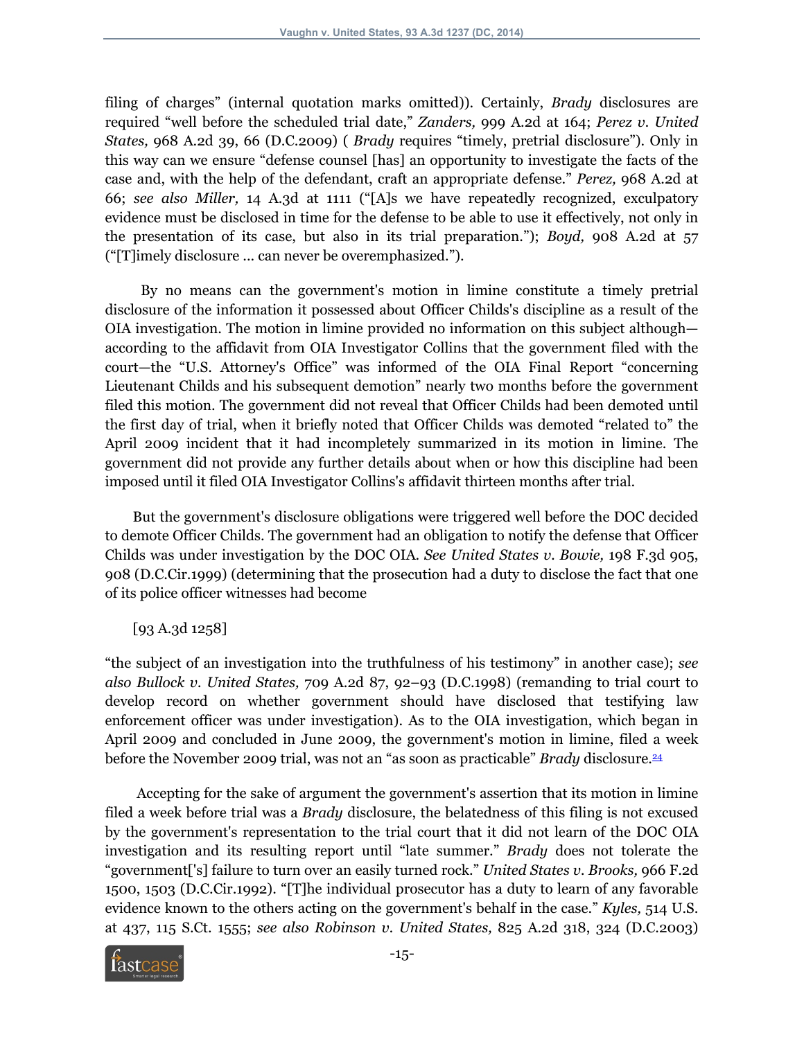filing of charges" (internal quotation marks omitted)). Certainly, *Brady* disclosures are required "well before the scheduled trial date," *Zanders,* 999 A.2d at 164; *Perez v. United States,* 968 A.2d 39, 66 (D.C.2009) ( *Brady* requires "timely, pretrial disclosure"). Only in this way can we ensure "defense counsel [has] an opportunity to investigate the facts of the case and, with the help of the defendant, craft an appropriate defense." *Perez,* 968 A.2d at 66; *see also Miller,* 14 A.3d at 1111 ("[A]s we have repeatedly recognized, exculpatory evidence must be disclosed in time for the defense to be able to use it effectively, not only in the presentation of its case, but also in its trial preparation."); *Boyd,* 908 A.2d at 57 ("[T]imely disclosure ... can never be overemphasized.").

By no means can the government's motion in limine constitute a timely pretrial disclosure of the information it possessed about Officer Childs's discipline as a result of the OIA investigation. The motion in limine provided no information on this subject although—according to the affidavit from OIA Investigator Collins that the government filed with the court—the "U.S. Attorney's Office" was informed of the OIA Final Report "concerning Lieutenant Childs and his subsequent demotion" nearly two months before the government filed this motion. The government did not reveal that Officer Childs had been demoted until the first day of trial, when it briefly noted that Officer Childs was demoted "related to" the April 2009 incident that it had incompletely summarized in its motion in limine. The government did not provide any further details about when or how this discipline had been imposed until it filed OIA Investigator Collins's affidavit thirteen months after trial.

But the government's disclosure obligations were triggered well before the DOC decided to demote Officer Childs. The government had an obligation to notify the defense that Officer Childs was under investigation by the DOC OIA. *See United States v. Bowie,* 198 F.3d 905, 908 (D.C.Cir.1999) (determining that the prosecution had a duty to disclose the fact that one of its police officer witnesses had become

[93 A.3d 1258]

"the subject of an investigation into the truthfulness of his testimony" in another case); *see also Bullock v. United States,* 709 A.2d 87, 92–93 (D.C.1998) (remanding to trial court to develop record on whether government should have disclosed that testifying law enforcement officer was under investigation). As to the OIA investigation, which began in April 2009 and concluded in June 2009, the government's motion in limine, filed a week before the November 2009 trial, was not an "as soon as practicable" *Brady* disclosure.[24]

Accepting for the sake of argument the government's assertion that its motion in limine filed a week before trial was a *Brady* disclosure, the belatedness of this filing is not excused by the government's representation to the trial court that it did not learn of the DOC OIA investigation and its resulting report until "late summer." *Brady* does not tolerate the "government['s] failure to turn over an easily turned rock." *United States v. Brooks,* 966 F.2d 1500, 1503 (D.C.Cir.1992). "[T]he individual prosecutor has a duty to learn of any favorable evidence known to the others acting on the government's behalf in the case." *Kyles,* 514 U.S. at 437, 115 S.Ct. 1555; *see also Robinson v. United States,* 825 A.2d 318, 324 (D.C.2003)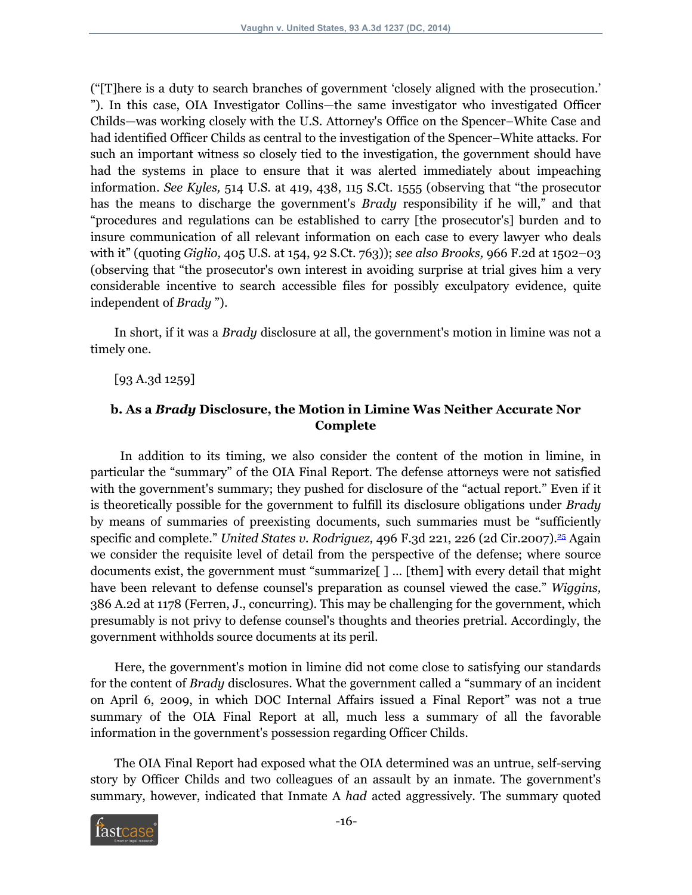("[T]here is a duty to search branches of government 'closely aligned with the prosecution.' "). In this case, OIA Investigator Collins—the same investigator who investigated Officer Childs—was working closely with the U.S. Attorney's Office on the Spencer–White Case and had identified Officer Childs as central to the investigation of the Spencer–White attacks. For such an important witness so closely tied to the investigation, the government should have had the systems in place to ensure that it was alerted immediately about impeaching information. *See Kyles,* 514 U.S. at 419, 438, 115 S.Ct. 1555 (observing that "the prosecutor has the means to discharge the government's *Brady* responsibility if he will," and that "procedures and regulations can be established to carry [the prosecutor's] burden and to insure communication of all relevant information on each case to every lawyer who deals with it" (quoting *Giglio,* 405 U.S. at 154, 92 S.Ct. 763)); *see also Brooks,* 966 F.2d at 1502–03 (observing that "the prosecutor's own interest in avoiding surprise at trial gives him a very considerable incentive to search accessible files for possibly exculpatory evidence, quite independent of *Brady* ").

In short, if it was a *Brady* disclosure at all, the government's motion in limine was not a timely one.

[93 A.3d 1259]

### b. As a *Brady* Disclosure, the Motion in Limine Was Neither Accurate Nor Complete

In addition to its timing, we also consider the content of the motion in limine, in particular the "summary" of the OIA Final Report. The defense attorneys were not satisfied with the government's summary; they pushed for disclosure of the "actual report." Even if it is theoretically possible for the government to fulfill its disclosure obligations under *Brady* by means of summaries of preexisting documents, such summaries must be "sufficiently specific and complete." *United States v. Rodriguez,* 496 F.3d 221, 226 (2d Cir.2007).[25] Again we consider the requisite level of detail from the perspective of the defense; where source documents exist, the government must "summarize[ ] ... [them] with every detail that might have been relevant to defense counsel's preparation as counsel viewed the case." *Wiggins,* 386 A.2d at 1178 (Ferren, J., concurring). This may be challenging for the government, which presumably is not privy to defense counsel's thoughts and theories pretrial. Accordingly, the government withholds source documents at its peril.

Here, the government's motion in limine did not come close to satisfying our standards for the content of *Brady* disclosures. What the government called a "summary of an incident on April 6, 2009, in which DOC Internal Affairs issued a Final Report" was not a true summary of the OIA Final Report at all, much less a summary of all the favorable information in the government's possession regarding Officer Childs.

The OIA Final Report had exposed what the OIA determined was an untrue, self-serving story by Officer Childs and two colleagues of an assault by an inmate. The government's summary, however, indicated that Inmate A *had* acted aggressively. The summary quoted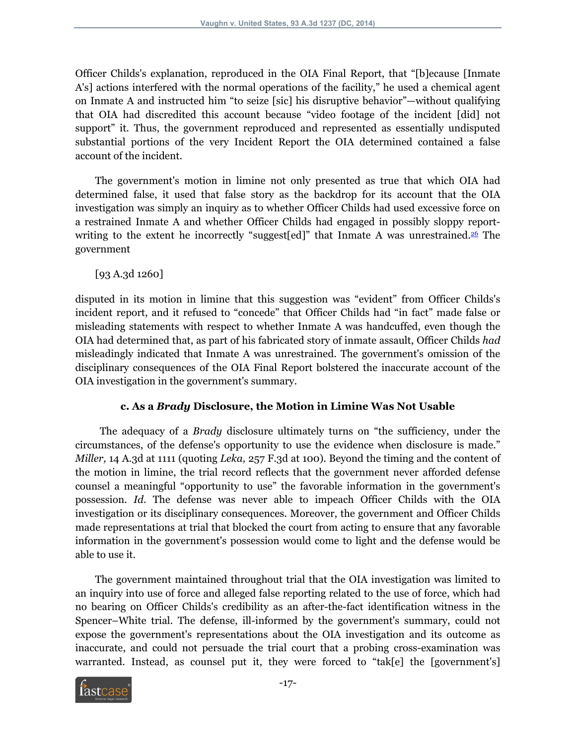Officer Childs's explanation, reproduced in the OIA Final Report, that "[b]ecause [Inmate A's] actions interfered with the normal operations of the facility," he used a chemical agent on Inmate A and instructed him "to seize [sic] his disruptive behavior"—without qualifying that OIA had discredited this account because "video footage of the incident [did] not support" it. Thus, the government reproduced and represented as essentially undisputed substantial portions of the very Incident Report the OIA determined contained a false account of the incident.

The government's motion in limine not only presented as true that which OIA had determined false, it used that false story as the backdrop for its account that the OIA investigation was simply an inquiry as to whether Officer Childs had used excessive force on a restrained Inmate A and whether Officer Childs had engaged in possibly sloppy report-writing to the extent he incorrectly "suggest[ed]" that Inmate A was unrestrained.[26] The government

[93 A.3d 1260]

disputed in its motion in limine that this suggestion was "evident" from Officer Childs's incident report, and it refused to "concede" that Officer Childs had "in fact" made false or misleading statements with respect to whether Inmate A was handcuffed, even though the OIA had determined that, as part of his fabricated story of inmate assault, Officer Childs *had* misleadingly indicated that Inmate A was unrestrained. The government's omission of the disciplinary consequences of the OIA Final Report bolstered the inaccurate account of the OIA investigation in the government's summary.

### c. As a *Brady* Disclosure, the Motion in Limine Was Not Usable

The adequacy of a *Brady* disclosure ultimately turns on "the sufficiency, under the circumstances, of the defense's opportunity to use the evidence when disclosure is made." *Miller,* 14 A.3d at 1111 (quoting *Leka,* 257 F.3d at 100). Beyond the timing and the content of the motion in limine, the trial record reflects that the government never afforded defense counsel a meaningful "opportunity to use" the favorable information in the government's possession. *Id.* The defense was never able to impeach Officer Childs with the OIA investigation or its disciplinary consequences. Moreover, the government and Officer Childs made representations at trial that blocked the court from acting to ensure that any favorable information in the government's possession would come to light and the defense would be able to use it.

The government maintained throughout trial that the OIA investigation was limited to an inquiry into use of force and alleged false reporting related to the use of force, which had no bearing on Officer Childs's credibility as an after-the-fact identification witness in the Spencer–White trial. The defense, ill-informed by the government's summary, could not expose the government's representations about the OIA investigation and its outcome as inaccurate, and could not persuade the trial court that a probing cross-examination was warranted. Instead, as counsel put it, they were forced to "tak[e] the [government's]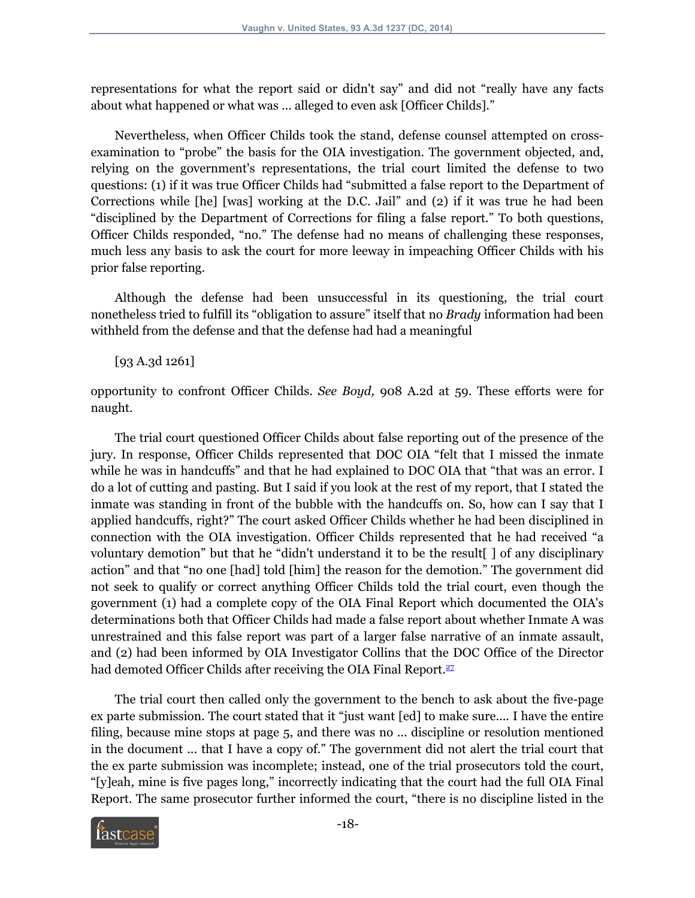representations for what the report said or didn't say" and did not "really have any facts about what happened or what was ... alleged to even ask [Officer Childs]."

Nevertheless, when Officer Childs took the stand, defense counsel attempted on cross-examination to "probe" the basis for the OIA investigation. The government objected, and, relying on the government's representations, the trial court limited the defense to two questions: (1) if it was true Officer Childs had "submitted a false report to the Department of Corrections while [he] [was] working at the D.C. Jail" and (2) if it was true he had been "disciplined by the Department of Corrections for filing a false report." To both questions, Officer Childs responded, "no." The defense had no means of challenging these responses, much less any basis to ask the court for more leeway in impeaching Officer Childs with his prior false reporting.

Although the defense had been unsuccessful in its questioning, the trial court nonetheless tried to fulfill its "obligation to assure" itself that no *Brady* information had been withheld from the defense and that the defense had had a meaningful

[93 A.3d 1261]

opportunity to confront Officer Childs. *See Boyd,* 908 A.2d at 59. These efforts were for naught.

The trial court questioned Officer Childs about false reporting out of the presence of the jury. In response, Officer Childs represented that DOC OIA "felt that I missed the inmate while he was in handcuffs" and that he had explained to DOC OIA that "that was an error. I do a lot of cutting and pasting. But I said if you look at the rest of my report, that I stated the inmate was standing in front of the bubble with the handcuffs on. So, how can I say that I applied handcuffs, right?" The court asked Officer Childs whether he had been disciplined in connection with the OIA investigation. Officer Childs represented that he had received "a voluntary demotion" but that he "didn't understand it to be the result[ ] of any disciplinary action" and that "no one [had] told [him] the reason for the demotion." The government did not seek to qualify or correct anything Officer Childs told the trial court, even though the government (1) had a complete copy of the OIA Final Report which documented the OIA's determinations both that Officer Childs had made a false report about whether Inmate A was unrestrained and this false report was part of a larger false narrative of an inmate assault, and (2) had been informed by OIA Investigator Collins that the DOC Office of the Director had demoted Officer Childs after receiving the OIA Final Report.[27]

The trial court then called only the government to the bench to ask about the five-page ex parte submission. The court stated that it "just want [ed] to make sure.... I have the entire filing, because mine stops at page 5, and there was no ... discipline or resolution mentioned in the document ... that I have a copy of." The government did not alert the trial court that the ex parte submission was incomplete; instead, one of the trial prosecutors told the court, "[y]eah, mine is five pages long," incorrectly indicating that the court had the full OIA Final Report. The same prosecutor further informed the court, "there is no discipline listed in the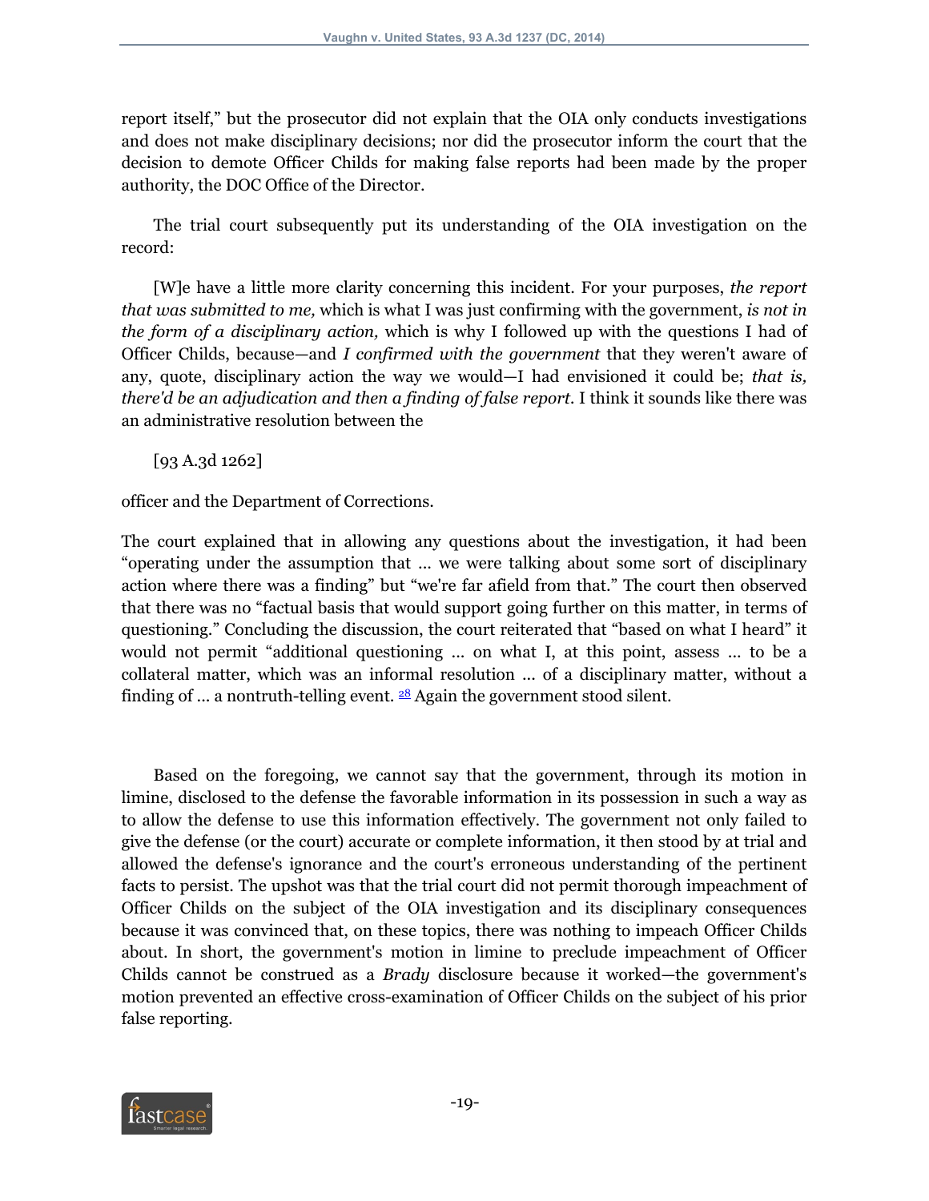report itself," but the prosecutor did not explain that the OIA only conducts investigations and does not make disciplinary decisions; nor did the prosecutor inform the court that the decision to demote Officer Childs for making false reports had been made by the proper authority, the DOC Office of the Director.

The trial court subsequently put its understanding of the OIA investigation on the record:

> [W]e have a little more clarity concerning this incident. For your purposes, *the report that was submitted to me,* which is what I was just confirming with the government, *is not in the form of a disciplinary action,* which is why I followed up with the questions I had of Officer Childs, because—and *I confirmed with the government* that they weren't aware of any, quote, disciplinary action the way we would—I had envisioned it could be; *that is, there'd be an adjudication and then a finding of false report.* I think it sounds like there was an administrative resolution between the
>
> [93 A.3d 1262]
>
> officer and the Department of Corrections.

The court explained that in allowing any questions about the investigation, it had been "operating under the assumption that ... we were talking about some sort of disciplinary action where there was a finding" but "we're far afield from that." The court then observed that there was no "factual basis that would support going further on this matter, in terms of questioning." Concluding the discussion, the court reiterated that "based on what I heard" it would not permit "additional questioning ... on what I, at this point, assess ... to be a collateral matter, which was an informal resolution ... of a disciplinary matter, without a finding of ... a nontruth-telling event. [28] Again the government stood silent.

Based on the foregoing, we cannot say that the government, through its motion in limine, disclosed to the defense the favorable information in its possession in such a way as to allow the defense to use this information effectively. The government not only failed to give the defense (or the court) accurate or complete information, it then stood by at trial and allowed the defense's ignorance and the court's erroneous understanding of the pertinent facts to persist. The upshot was that the trial court did not permit thorough impeachment of Officer Childs on the subject of the OIA investigation and its disciplinary consequences because it was convinced that, on these topics, there was nothing to impeach Officer Childs about. In short, the government's motion in limine to preclude impeachment of Officer Childs cannot be construed as a *Brady* disclosure because it worked—the government's motion prevented an effective cross-examination of Officer Childs on the subject of his prior false reporting.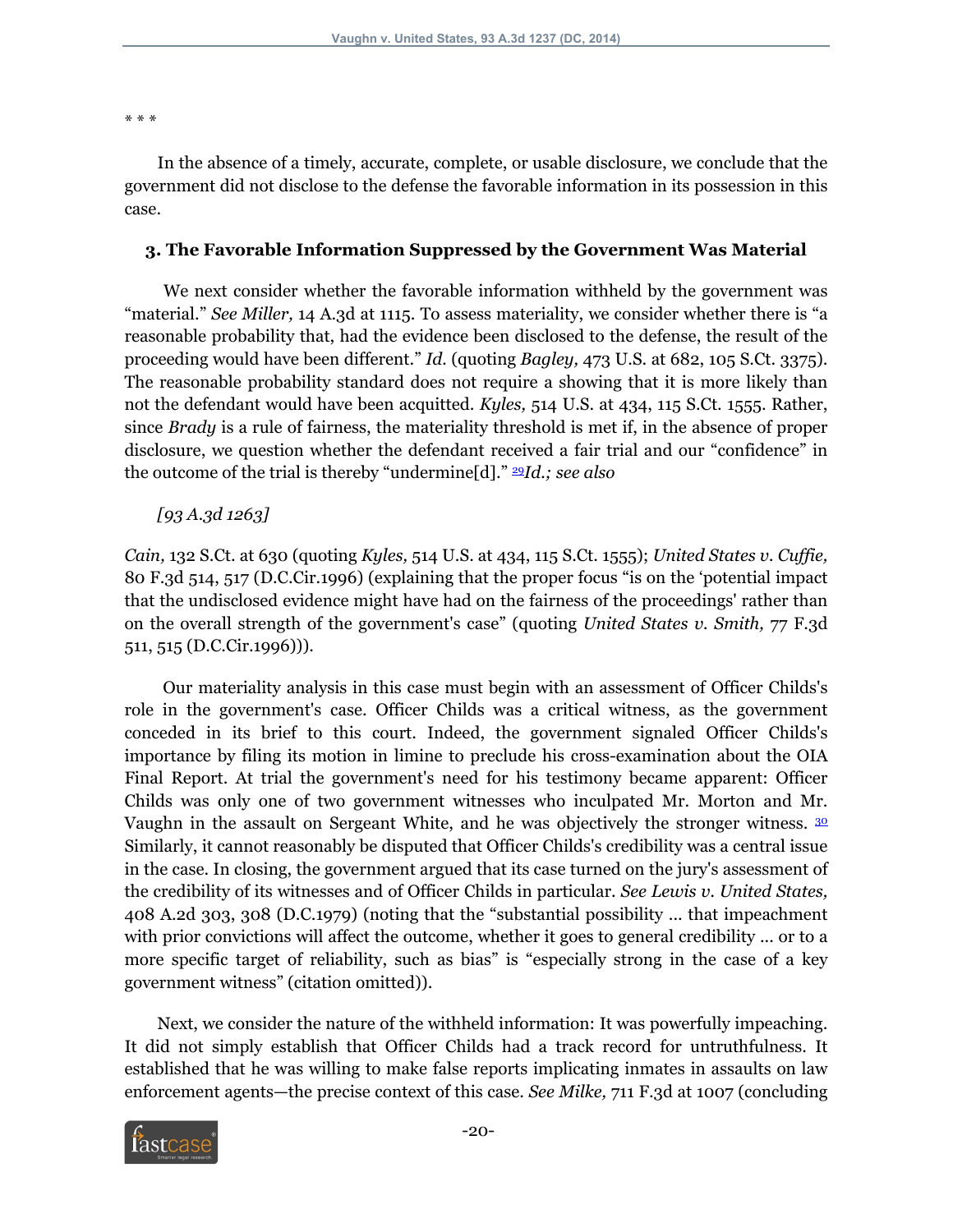* * *

In the absence of a timely, accurate, complete, or usable disclosure, we conclude that the government did not disclose to the defense the favorable information in its possession in this case.

### 3. The Favorable Information Suppressed by the Government Was Material

We next consider whether the favorable information withheld by the government was "material." *See Miller,* 14 A.3d at 1115. To assess materiality, we consider whether there is "a reasonable probability that, had the evidence been disclosed to the defense, the result of the proceeding would have been different." *Id.* (quoting *Bagley,* 473 U.S. at 682, 105 S.Ct. 3375). The reasonable probability standard does not require a showing that it is more likely than not the defendant would have been acquitted. *Kyles,* 514 U.S. at 434, 115 S.Ct. 1555. Rather, since *Brady* is a rule of fairness, the materiality threshold is met if, in the absence of proper disclosure, we question whether the defendant received a fair trial and our "confidence" in the outcome of the trial is thereby "undermine[d]." [29] *Id.; see also*

*[93 A.3d 1263]*

*Cain,* 132 S.Ct. at 630 (quoting *Kyles,* 514 U.S. at 434, 115 S.Ct. 1555); *United States v. Cuffie,* 80 F.3d 514, 517 (D.C.Cir.1996) (explaining that the proper focus "is on the 'potential impact that the undisclosed evidence might have had on the fairness of the proceedings' rather than on the overall strength of the government's case" (quoting *United States v. Smith,* 77 F.3d 511, 515 (D.C.Cir.1996))).

Our materiality analysis in this case must begin with an assessment of Officer Childs's role in the government's case. Officer Childs was a critical witness, as the government conceded in its brief to this court. Indeed, the government signaled Officer Childs's importance by filing its motion in limine to preclude his cross-examination about the OIA Final Report. At trial the government's need for his testimony became apparent: Officer Childs was only one of two government witnesses who inculpated Mr. Morton and Mr. Vaughn in the assault on Sergeant White, and he was objectively the stronger witness. [30] Similarly, it cannot reasonably be disputed that Officer Childs's credibility was a central issue in the case. In closing, the government argued that its case turned on the jury's assessment of the credibility of its witnesses and of Officer Childs in particular. *See Lewis v. United States,* 408 A.2d 303, 308 (D.C.1979) (noting that the "substantial possibility ... that impeachment with prior convictions will affect the outcome, whether it goes to general credibility ... or to a more specific target of reliability, such as bias" is "especially strong in the case of a key government witness" (citation omitted)).

Next, we consider the nature of the withheld information: It was powerfully impeaching. It did not simply establish that Officer Childs had a track record for untruthfulness. It established that he was willing to make false reports implicating inmates in assaults on law enforcement agents—the precise context of this case. *See Milke,* 711 F.3d at 1007 (concluding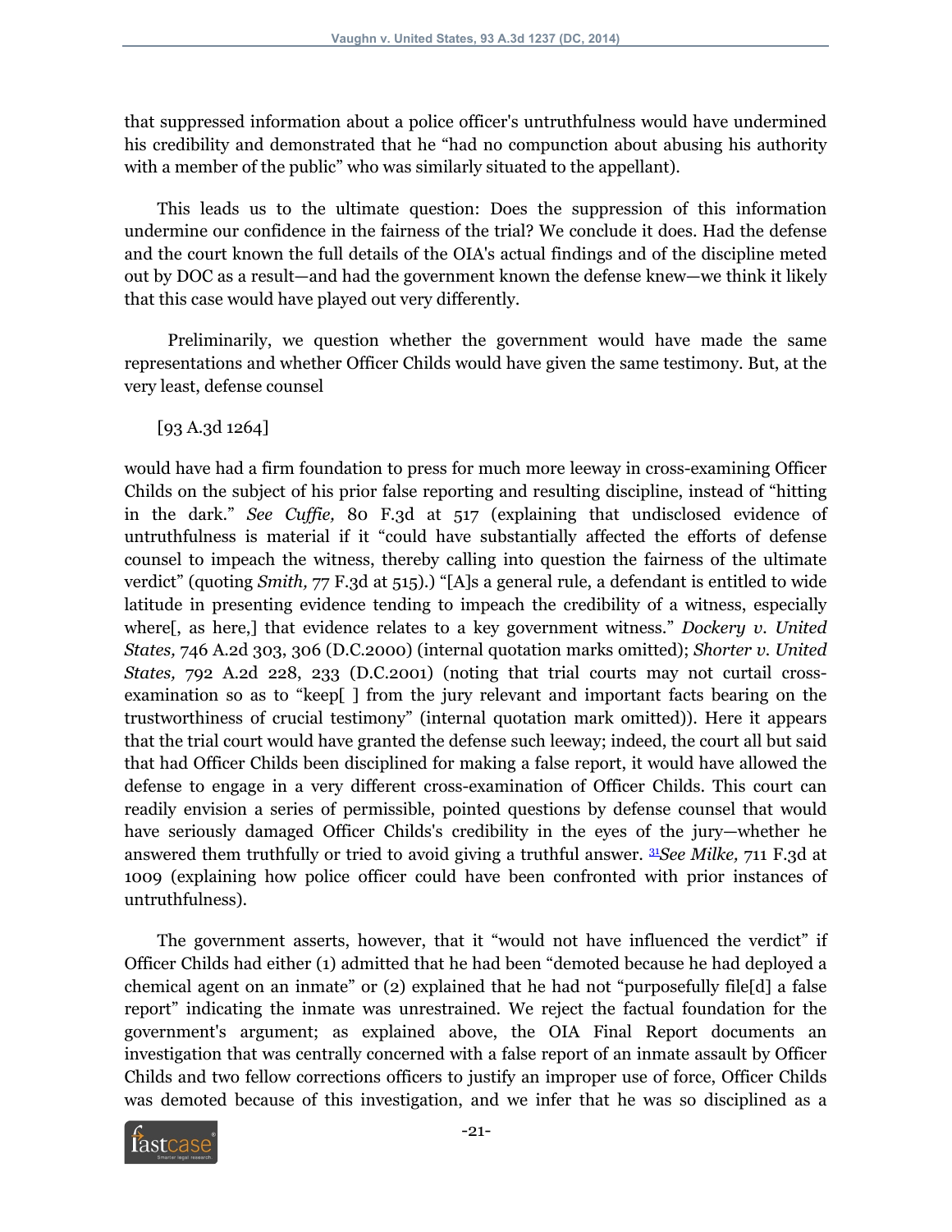that suppressed information about a police officer's untruthfulness would have undermined his credibility and demonstrated that he "had no compunction about abusing his authority with a member of the public" who was similarly situated to the appellant).

This leads us to the ultimate question: Does the suppression of this information undermine our confidence in the fairness of the trial? We conclude it does. Had the defense and the court known the full details of the OIA's actual findings and of the discipline meted out by DOC as a result—and had the government known the defense knew—we think it likely that this case would have played out very differently.

Preliminarily, we question whether the government would have made the same representations and whether Officer Childs would have given the same testimony. But, at the very least, defense counsel

[93 A.3d 1264]

would have had a firm foundation to press for much more leeway in cross-examining Officer Childs on the subject of his prior false reporting and resulting discipline, instead of "hitting in the dark." *See Cuffie,* 80 F.3d at 517 (explaining that undisclosed evidence of untruthfulness is material if it "could have substantially affected the efforts of defense counsel to impeach the witness, thereby calling into question the fairness of the ultimate verdict" (quoting *Smith,* 77 F.3d at 515).) "[A]s a general rule, a defendant is entitled to wide latitude in presenting evidence tending to impeach the credibility of a witness, especially where[, as here,] that evidence relates to a key government witness." *Dockery v. United States,* 746 A.2d 303, 306 (D.C.2000) (internal quotation marks omitted); *Shorter v. United States,* 792 A.2d 228, 233 (D.C.2001) (noting that trial courts may not curtail cross-examination so as to "keep[ ] from the jury relevant and important facts bearing on the trustworthiness of crucial testimony" (internal quotation mark omitted)). Here it appears that the trial court would have granted the defense such leeway; indeed, the court all but said that had Officer Childs been disciplined for making a false report, it would have allowed the defense to engage in a very different cross-examination of Officer Childs. This court can readily envision a series of permissible, pointed questions by defense counsel that would have seriously damaged Officer Childs's credibility in the eyes of the jury—whether he answered them truthfully or tried to avoid giving a truthful answer. [31] *See Milke,* 711 F.3d at 1009 (explaining how police officer could have been confronted with prior instances of untruthfulness).

The government asserts, however, that it "would not have influenced the verdict" if Officer Childs had either (1) admitted that he had been "demoted because he had deployed a chemical agent on an inmate" or (2) explained that he had not "purposefully file[d] a false report" indicating the inmate was unrestrained. We reject the factual foundation for the government's argument; as explained above, the OIA Final Report documents an investigation that was centrally concerned with a false report of an inmate assault by Officer Childs and two fellow corrections officers to justify an improper use of force, Officer Childs was demoted because of this investigation, and we infer that he was so disciplined as a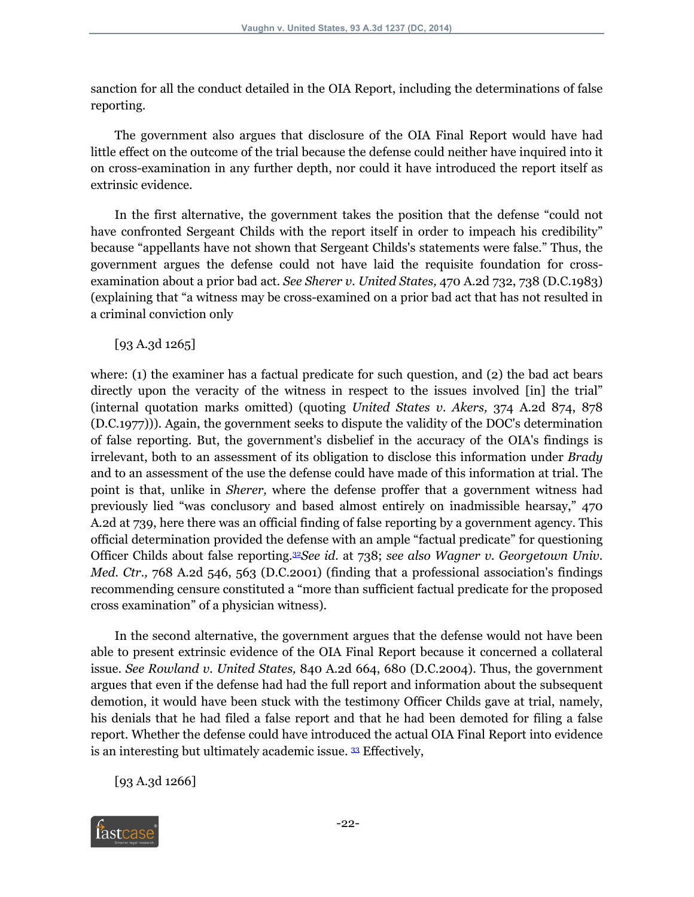sanction for all the conduct detailed in the OIA Report, including the determinations of false reporting.

The government also argues that disclosure of the OIA Final Report would have had little effect on the outcome of the trial because the defense could neither have inquired into it on cross-examination in any further depth, nor could it have introduced the report itself as extrinsic evidence.

In the first alternative, the government takes the position that the defense "could not have confronted Sergeant Childs with the report itself in order to impeach his credibility" because "appellants have not shown that Sergeant Childs's statements were false." Thus, the government argues the defense could not have laid the requisite foundation for cross-examination about a prior bad act. *See Sherer v. United States,* 470 A.2d 732, 738 (D.C.1983) (explaining that "a witness may be cross-examined on a prior bad act that has not resulted in a criminal conviction only

[93 A.3d 1265]

where: (1) the examiner has a factual predicate for such question, and (2) the bad act bears directly upon the veracity of the witness in respect to the issues involved [in] the trial" (internal quotation marks omitted) (quoting *United States v. Akers,* 374 A.2d 874, 878 (D.C.1977))). Again, the government seeks to dispute the validity of the DOC's determination of false reporting. But, the government's disbelief in the accuracy of the OIA's findings is irrelevant, both to an assessment of its obligation to disclose this information under *Brady* and to an assessment of the use the defense could have made of this information at trial. The point is that, unlike in *Sherer,* where the defense proffer that a government witness had previously lied "was conclusory and based almost entirely on inadmissible hearsay," 470 A.2d at 739, here there was an official finding of false reporting by a government agency. This official determination provided the defense with an ample "factual predicate" for questioning Officer Childs about false reporting.[32] *See id.* at 738; *see also Wagner v. Georgetown Univ. Med. Ctr.,* 768 A.2d 546, 563 (D.C.2001) (finding that a professional association's findings recommending censure constituted a "more than sufficient factual predicate for the proposed cross examination" of a physician witness).

In the second alternative, the government argues that the defense would not have been able to present extrinsic evidence of the OIA Final Report because it concerned a collateral issue. *See Rowland v. United States,* 840 A.2d 664, 680 (D.C.2004). Thus, the government argues that even if the defense had had the full report and information about the subsequent demotion, it would have been stuck with the testimony Officer Childs gave at trial, namely, his denials that he had filed a false report and that he had been demoted for filing a false report. Whether the defense could have introduced the actual OIA Final Report into evidence is an interesting but ultimately academic issue. [33] Effectively,

[93 A.3d 1266]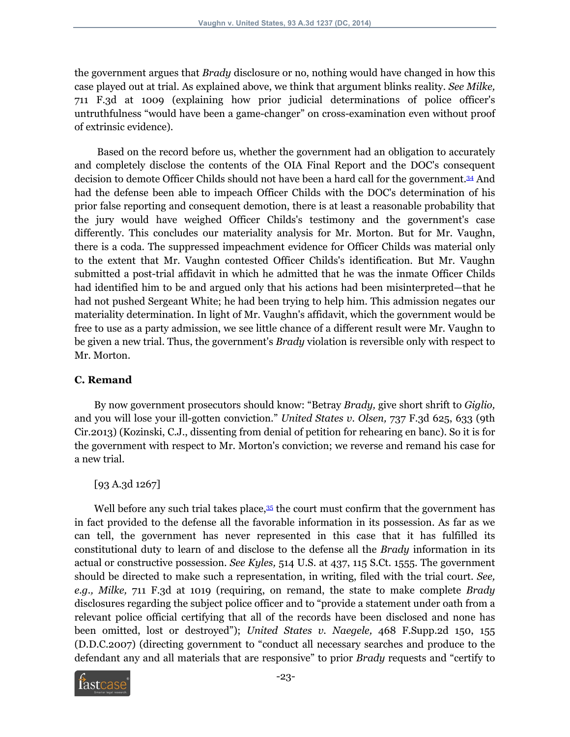the government argues that *Brady* disclosure or no, nothing would have changed in how this case played out at trial. As explained above, we think that argument blinks reality. *See Milke,* 711 F.3d at 1009 (explaining how prior judicial determinations of police officer's untruthfulness "would have been a game-changer" on cross-examination even without proof of extrinsic evidence).

Based on the record before us, whether the government had an obligation to accurately and completely disclose the contents of the OIA Final Report and the DOC's consequent decision to demote Officer Childs should not have been a hard call for the government.[34] And had the defense been able to impeach Officer Childs with the DOC's determination of his prior false reporting and consequent demotion, there is at least a reasonable probability that the jury would have weighed Officer Childs's testimony and the government's case differently. This concludes our materiality analysis for Mr. Morton. But for Mr. Vaughn, there is a coda. The suppressed impeachment evidence for Officer Childs was material only to the extent that Mr. Vaughn contested Officer Childs's identification. But Mr. Vaughn submitted a post-trial affidavit in which he admitted that he was the inmate Officer Childs had identified him to be and argued only that his actions had been misinterpreted—that he had not pushed Sergeant White; he had been trying to help him. This admission negates our materiality determination. In light of Mr. Vaughn's affidavit, which the government would be free to use as a party admission, we see little chance of a different result were Mr. Vaughn to be given a new trial. Thus, the government's *Brady* violation is reversible only with respect to Mr. Morton.

### C. Remand

By now government prosecutors should know: "Betray *Brady,* give short shrift to *Giglio,* and you will lose your ill-gotten conviction." *United States v. Olsen,* 737 F.3d 625, 633 (9th Cir.2013) (Kozinski, C.J., dissenting from denial of petition for rehearing en banc). So it is for the government with respect to Mr. Morton's conviction; we reverse and remand his case for a new trial.

[93 A.3d 1267]

Well before any such trial takes place,[35] the court must confirm that the government has in fact provided to the defense all the favorable information in its possession. As far as we can tell, the government has never represented in this case that it has fulfilled its constitutional duty to learn of and disclose to the defense all the *Brady* information in its actual or constructive possession. *See Kyles,* 514 U.S. at 437, 115 S.Ct. 1555. The government should be directed to make such a representation, in writing, filed with the trial court. *See, e.g., Milke,* 711 F.3d at 1019 (requiring, on remand, the state to make complete *Brady* disclosures regarding the subject police officer and to "provide a statement under oath from a relevant police official certifying that all of the records have been disclosed and none has been omitted, lost or destroyed"); *United States v. Naegele,* 468 F.Supp.2d 150, 155 (D.D.C.2007) (directing government to "conduct all necessary searches and produce to the defendant any and all materials that are responsive" to prior *Brady* requests and "certify to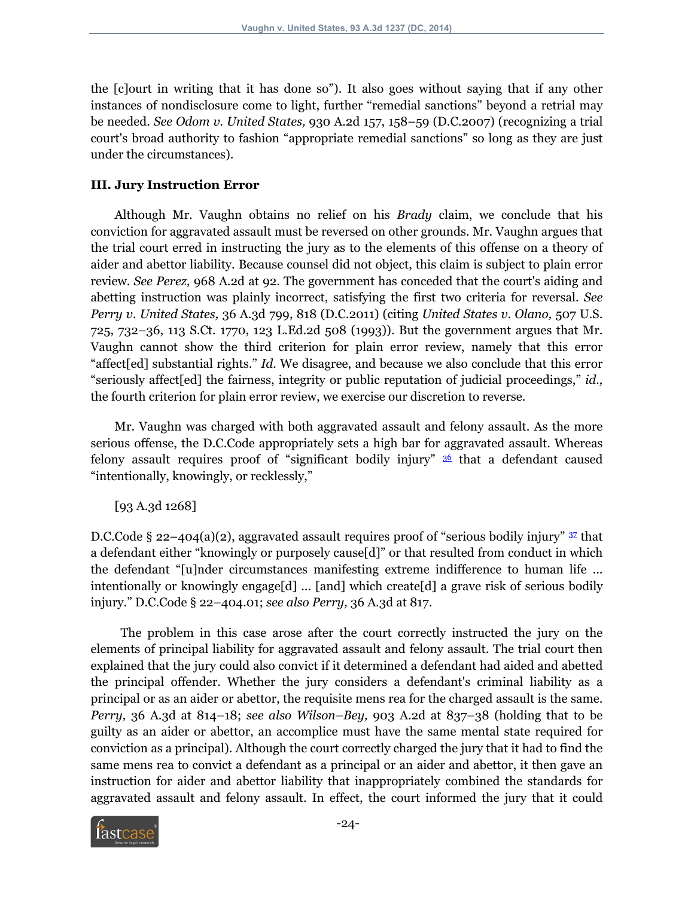the [c]ourt in writing that it has done so"). It also goes without saying that if any other instances of nondisclosure come to light, further "remedial sanctions" beyond a retrial may be needed. *See Odom v. United States,* 930 A.2d 157, 158–59 (D.C.2007) (recognizing a trial court's broad authority to fashion "appropriate remedial sanctions" so long as they are just under the circumstances).

### III. Jury Instruction Error

Although Mr. Vaughn obtains no relief on his *Brady* claim, we conclude that his conviction for aggravated assault must be reversed on other grounds. Mr. Vaughn argues that the trial court erred in instructing the jury as to the elements of this offense on a theory of aider and abettor liability. Because counsel did not object, this claim is subject to plain error review. *See Perez,* 968 A.2d at 92. The government has conceded that the court's aiding and abetting instruction was plainly incorrect, satisfying the first two criteria for reversal. *See Perry v. United States,* 36 A.3d 799, 818 (D.C.2011) (citing *United States v. Olano,* 507 U.S. 725, 732–36, 113 S.Ct. 1770, 123 L.Ed.2d 508 (1993)). But the government argues that Mr. Vaughn cannot show the third criterion for plain error review, namely that this error "affect[ed] substantial rights." *Id.* We disagree, and because we also conclude that this error "seriously affect[ed] the fairness, integrity or public reputation of judicial proceedings," *id.,* the fourth criterion for plain error review, we exercise our discretion to reverse.

Mr. Vaughn was charged with both aggravated assault and felony assault. As the more serious offense, the D.C.Code appropriately sets a high bar for aggravated assault. Whereas felony assault requires proof of "significant bodily injury" [36] that a defendant caused "intentionally, knowingly, or recklessly,"

[93 A.3d 1268]

D.C.Code § 22–404(a)(2), aggravated assault requires proof of "serious bodily injury" [37] that a defendant either "knowingly or purposely cause[d]" or that resulted from conduct in which the defendant "[u]nder circumstances manifesting extreme indifference to human life ... intentionally or knowingly engage[d] ... [and] which create[d] a grave risk of serious bodily injury." D.C.Code § 22–404.01; *see also Perry,* 36 A.3d at 817.

The problem in this case arose after the court correctly instructed the jury on the elements of principal liability for aggravated assault and felony assault. The trial court then explained that the jury could also convict if it determined a defendant had aided and abetted the principal offender. Whether the jury considers a defendant's criminal liability as a principal or as an aider or abettor, the requisite mens rea for the charged assault is the same. *Perry,* 36 A.3d at 814–18; *see also Wilson–Bey,* 903 A.2d at 837–38 (holding that to be guilty as an aider or abettor, an accomplice must have the same mental state required for conviction as a principal). Although the court correctly charged the jury that it had to find the same mens rea to convict a defendant as a principal or an aider and abettor, it then gave an instruction for aider and abettor liability that inappropriately combined the standards for aggravated assault and felony assault. In effect, the court informed the jury that it could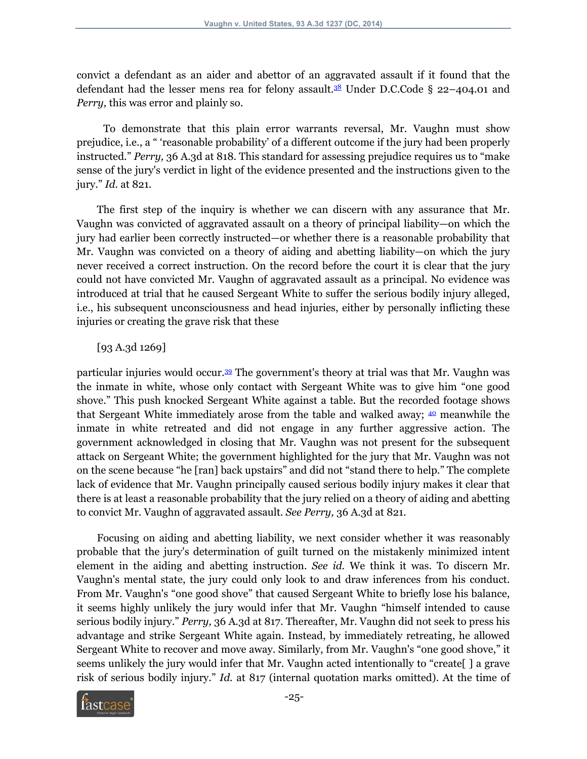convict a defendant as an aider and abettor of an aggravated assault if it found that the defendant had the lesser mens rea for felony assault.[38] Under D.C.Code § 22–404.01 and *Perry,* this was error and plainly so.

To demonstrate that this plain error warrants reversal, Mr. Vaughn must show prejudice, i.e., a " 'reasonable probability' of a different outcome if the jury had been properly instructed." *Perry,* 36 A.3d at 818. This standard for assessing prejudice requires us to "make sense of the jury's verdict in light of the evidence presented and the instructions given to the jury." *Id.* at 821.

The first step of the inquiry is whether we can discern with any assurance that Mr. Vaughn was convicted of aggravated assault on a theory of principal liability—on which the jury had earlier been correctly instructed—or whether there is a reasonable probability that Mr. Vaughn was convicted on a theory of aiding and abetting liability—on which the jury never received a correct instruction. On the record before the court it is clear that the jury could not have convicted Mr. Vaughn of aggravated assault as a principal. No evidence was introduced at trial that he caused Sergeant White to suffer the serious bodily injury alleged, i.e., his subsequent unconsciousness and head injuries, either by personally inflicting these injuries or creating the grave risk that these

[93 A.3d 1269]

particular injuries would occur.[39] The government's theory at trial was that Mr. Vaughn was the inmate in white, whose only contact with Sergeant White was to give him "one good shove." This push knocked Sergeant White against a table. But the recorded footage shows that Sergeant White immediately arose from the table and walked away; [40] meanwhile the inmate in white retreated and did not engage in any further aggressive action. The government acknowledged in closing that Mr. Vaughn was not present for the subsequent attack on Sergeant White; the government highlighted for the jury that Mr. Vaughn was not on the scene because "he [ran] back upstairs" and did not "stand there to help." The complete lack of evidence that Mr. Vaughn principally caused serious bodily injury makes it clear that there is at least a reasonable probability that the jury relied on a theory of aiding and abetting to convict Mr. Vaughn of aggravated assault. *See Perry,* 36 A.3d at 821.

Focusing on aiding and abetting liability, we next consider whether it was reasonably probable that the jury's determination of guilt turned on the mistakenly minimized intent element in the aiding and abetting instruction. *See id.* We think it was. To discern Mr. Vaughn's mental state, the jury could only look to and draw inferences from his conduct. From Mr. Vaughn's "one good shove" that caused Sergeant White to briefly lose his balance, it seems highly unlikely the jury would infer that Mr. Vaughn "himself intended to cause serious bodily injury." *Perry,* 36 A.3d at 817. Thereafter, Mr. Vaughn did not seek to press his advantage and strike Sergeant White again. Instead, by immediately retreating, he allowed Sergeant White to recover and move away. Similarly, from Mr. Vaughn's "one good shove," it seems unlikely the jury would infer that Mr. Vaughn acted intentionally to "create[ ] a grave risk of serious bodily injury." *Id.* at 817 (internal quotation marks omitted). At the time of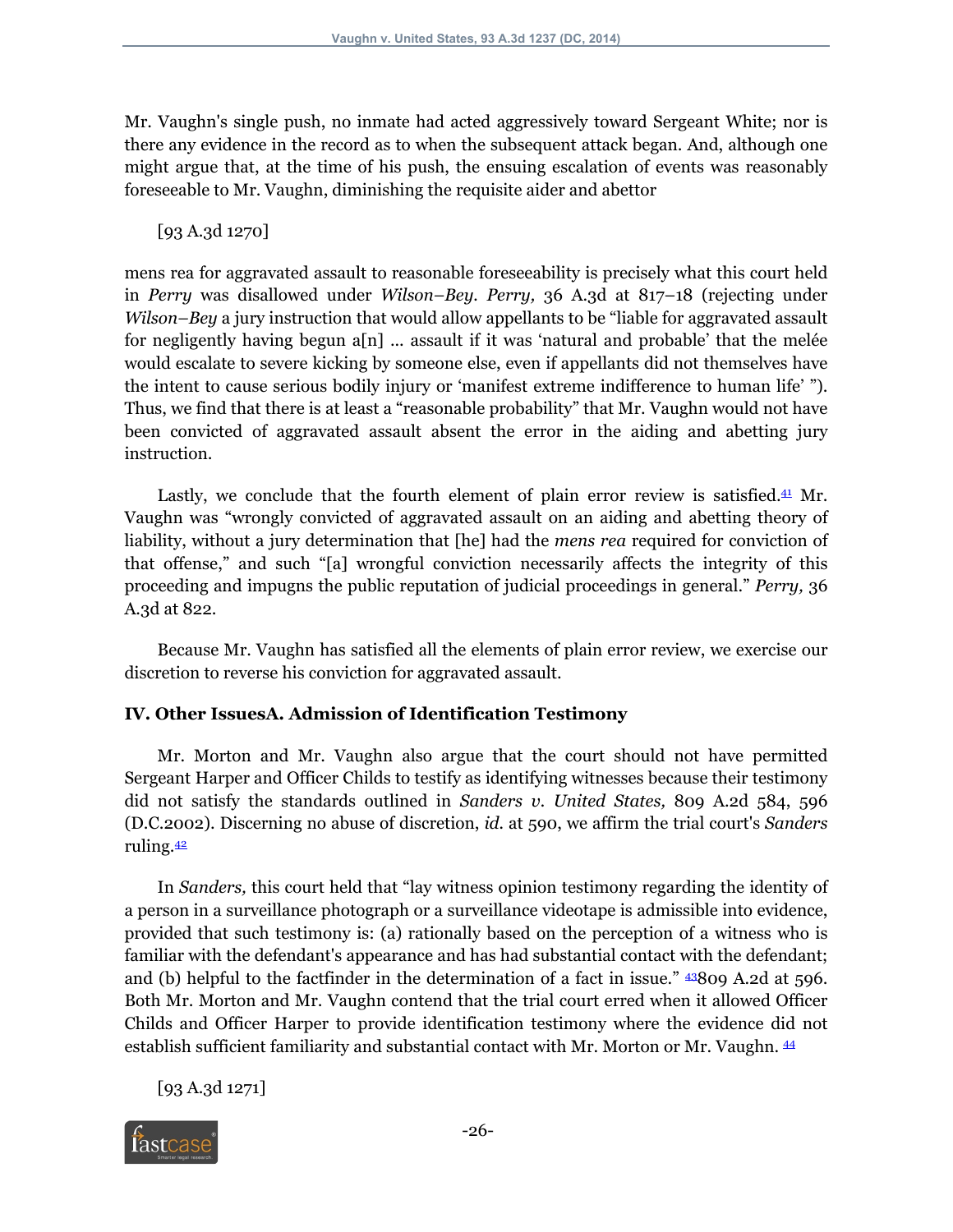Mr. Vaughn's single push, no inmate had acted aggressively toward Sergeant White; nor is there any evidence in the record as to when the subsequent attack began. And, although one might argue that, at the time of his push, the ensuing escalation of events was reasonably foreseeable to Mr. Vaughn, diminishing the requisite aider and abettor

[93 A.3d 1270]

mens rea for aggravated assault to reasonable foreseeability is precisely what this court held in *Perry* was disallowed under *Wilson–Bey*. *Perry,* 36 A.3d at 817–18 (rejecting under *Wilson–Bey* a jury instruction that would allow appellants to be "liable for aggravated assault for negligently having begun a[n] ... assault if it was 'natural and probable' that the melée would escalate to severe kicking by someone else, even if appellants did not themselves have the intent to cause serious bodily injury or 'manifest extreme indifference to human life' "). Thus, we find that there is at least a "reasonable probability" that Mr. Vaughn would not have been convicted of aggravated assault absent the error in the aiding and abetting jury instruction.

Lastly, we conclude that the fourth element of plain error review is satisfied.[41] Mr. Vaughn was "wrongly convicted of aggravated assault on an aiding and abetting theory of liability, without a jury determination that [he] had the *mens rea* required for conviction of that offense," and such "[a] wrongful conviction necessarily affects the integrity of this proceeding and impugns the public reputation of judicial proceedings in general." *Perry,* 36 A.3d at 822.

Because Mr. Vaughn has satisfied all the elements of plain error review, we exercise our discretion to reverse his conviction for aggravated assault.

## IV. Other IssuesA. Admission of Identification Testimony

Mr. Morton and Mr. Vaughn also argue that the court should not have permitted Sergeant Harper and Officer Childs to testify as identifying witnesses because their testimony did not satisfy the standards outlined in *Sanders v. United States,* 809 A.2d 584, 596 (D.C.2002). Discerning no abuse of discretion, *id.* at 590, we affirm the trial court's *Sanders* ruling.[42]

In *Sanders,* this court held that "lay witness opinion testimony regarding the identity of a person in a surveillance photograph or a surveillance videotape is admissible into evidence, provided that such testimony is: (a) rationally based on the perception of a witness who is familiar with the defendant's appearance and has had substantial contact with the defendant; and (b) helpful to the factfinder in the determination of a fact in issue." [43]809 A.2d at 596. Both Mr. Morton and Mr. Vaughn contend that the trial court erred when it allowed Officer Childs and Officer Harper to provide identification testimony where the evidence did not establish sufficient familiarity and substantial contact with Mr. Morton or Mr. Vaughn. [44]

[93 A.3d 1271]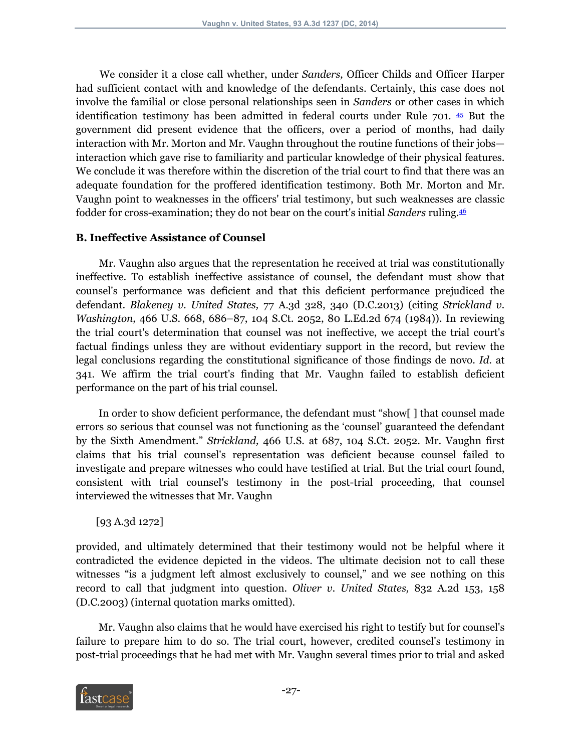We consider it a close call whether, under *Sanders,* Officer Childs and Officer Harper had sufficient contact with and knowledge of the defendants. Certainly, this case does not involve the familial or close personal relationships seen in *Sanders* or other cases in which identification testimony has been admitted in federal courts under Rule 701. [45] But the government did present evidence that the officers, over a period of months, had daily interaction with Mr. Morton and Mr. Vaughn throughout the routine functions of their jobs—interaction which gave rise to familiarity and particular knowledge of their physical features. We conclude it was therefore within the discretion of the trial court to find that there was an adequate foundation for the proffered identification testimony. Both Mr. Morton and Mr. Vaughn point to weaknesses in the officers' trial testimony, but such weaknesses are classic fodder for cross-examination; they do not bear on the court's initial *Sanders* ruling.[46]

**B. Ineffective Assistance of Counsel**

Mr. Vaughn also argues that the representation he received at trial was constitutionally ineffective. To establish ineffective assistance of counsel, the defendant must show that counsel's performance was deficient and that this deficient performance prejudiced the defendant. *Blakeney v. United States,* 77 A.3d 328, 340 (D.C.2013) (citing *Strickland v. Washington,* 466 U.S. 668, 686–87, 104 S.Ct. 2052, 80 L.Ed.2d 674 (1984)). In reviewing the trial court's determination that counsel was not ineffective, we accept the trial court's factual findings unless they are without evidentiary support in the record, but review the legal conclusions regarding the constitutional significance of those findings de novo. *Id.* at 341. We affirm the trial court's finding that Mr. Vaughn failed to establish deficient performance on the part of his trial counsel.

In order to show deficient performance, the defendant must "show[ ] that counsel made errors so serious that counsel was not functioning as the 'counsel' guaranteed the defendant by the Sixth Amendment." *Strickland,* 466 U.S. at 687, 104 S.Ct. 2052. Mr. Vaughn first claims that his trial counsel's representation was deficient because counsel failed to investigate and prepare witnesses who could have testified at trial. But the trial court found, consistent with trial counsel's testimony in the post-trial proceeding, that counsel interviewed the witnesses that Mr. Vaughn

[93 A.3d 1272]

provided, and ultimately determined that their testimony would not be helpful where it contradicted the evidence depicted in the videos. The ultimate decision not to call these witnesses "is a judgment left almost exclusively to counsel," and we see nothing on this record to call that judgment into question. *Oliver v. United States,* 832 A.2d 153, 158 (D.C.2003) (internal quotation marks omitted).

Mr. Vaughn also claims that he would have exercised his right to testify but for counsel's failure to prepare him to do so. The trial court, however, credited counsel's testimony in post-trial proceedings that he had met with Mr. Vaughn several times prior to trial and asked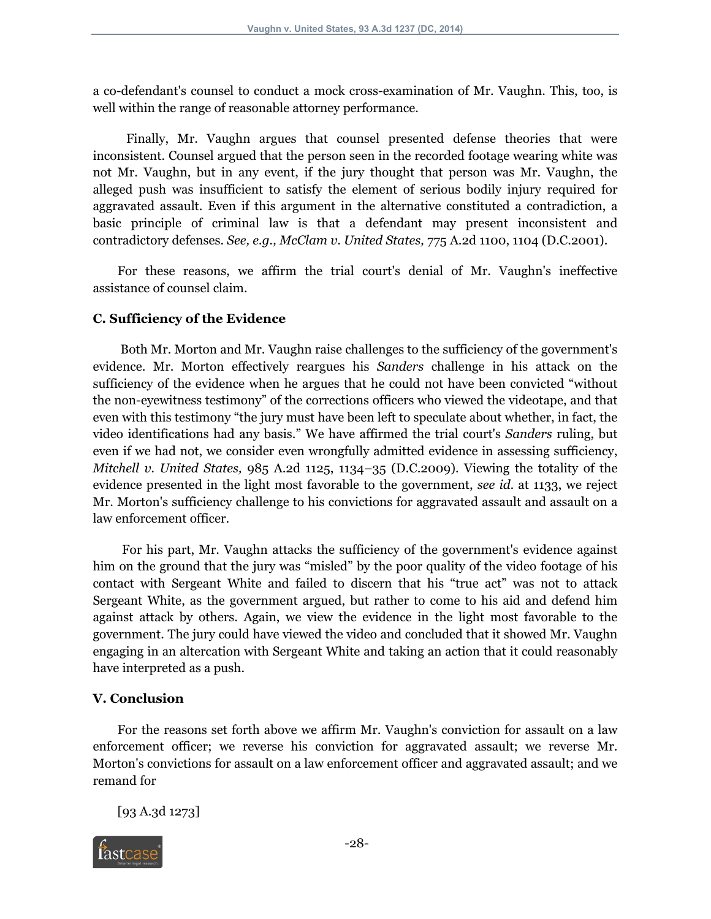a co-defendant's counsel to conduct a mock cross-examination of Mr. Vaughn. This, too, is well within the range of reasonable attorney performance.

Finally, Mr. Vaughn argues that counsel presented defense theories that were inconsistent. Counsel argued that the person seen in the recorded footage wearing white was not Mr. Vaughn, but in any event, if the jury thought that person was Mr. Vaughn, the alleged push was insufficient to satisfy the element of serious bodily injury required for aggravated assault. Even if this argument in the alternative constituted a contradiction, a basic principle of criminal law is that a defendant may present inconsistent and contradictory defenses. *See, e.g., McClam v. United States,* 775 A.2d 1100, 1104 (D.C.2001).

For these reasons, we affirm the trial court's denial of Mr. Vaughn's ineffective assistance of counsel claim.

### C. Sufficiency of the Evidence

Both Mr. Morton and Mr. Vaughn raise challenges to the sufficiency of the government's evidence. Mr. Morton effectively reargues his *Sanders* challenge in his attack on the sufficiency of the evidence when he argues that he could not have been convicted "without the non-eyewitness testimony" of the corrections officers who viewed the videotape, and that even with this testimony "the jury must have been left to speculate about whether, in fact, the video identifications had any basis." We have affirmed the trial court's *Sanders* ruling, but even if we had not, we consider even wrongfully admitted evidence in assessing sufficiency, *Mitchell v. United States,* 985 A.2d 1125, 1134–35 (D.C.2009). Viewing the totality of the evidence presented in the light most favorable to the government, *see id.* at 1133, we reject Mr. Morton's sufficiency challenge to his convictions for aggravated assault and assault on a law enforcement officer.

For his part, Mr. Vaughn attacks the sufficiency of the government's evidence against him on the ground that the jury was "misled" by the poor quality of the video footage of his contact with Sergeant White and failed to discern that his "true act" was not to attack Sergeant White, as the government argued, but rather to come to his aid and defend him against attack by others. Again, we view the evidence in the light most favorable to the government. The jury could have viewed the video and concluded that it showed Mr. Vaughn engaging in an altercation with Sergeant White and taking an action that it could reasonably have interpreted as a push.

## V. Conclusion

For the reasons set forth above we affirm Mr. Vaughn's conviction for assault on a law enforcement officer; we reverse his conviction for aggravated assault; we reverse Mr. Morton's convictions for assault on a law enforcement officer and aggravated assault; and we remand for

[93 A.3d 1273]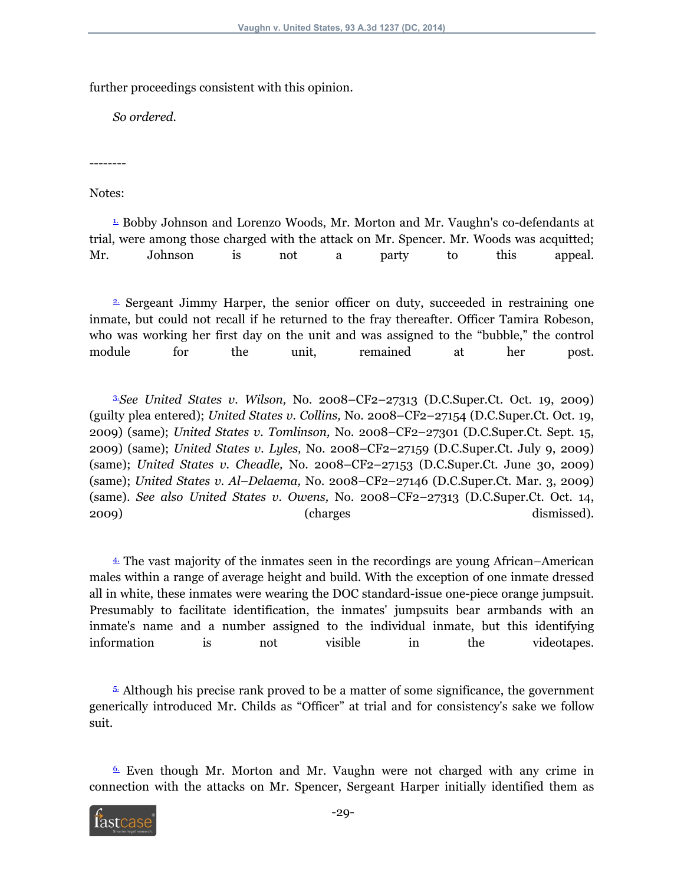further proceedings consistent with this opinion.

*So ordered.*

--------

Notes:

[1] Bobby Johnson and Lorenzo Woods, Mr. Morton and Mr. Vaughn's co-defendants at trial, were among those charged with the attack on Mr. Spencer. Mr. Woods was acquitted; Mr. Johnson is not a party to this appeal.

[2] Sergeant Jimmy Harper, the senior officer on duty, succeeded in restraining one inmate, but could not recall if he returned to the fray thereafter. Officer Tamira Robeson, who was working her first day on the unit and was assigned to the "bubble," the control module for the unit, remained at her post.

[3] *See United States v. Wilson,* No. 2008–CF2–27313 (D.C.Super.Ct. Oct. 19, 2009) (guilty plea entered); *United States v. Collins,* No. 2008–CF2–27154 (D.C.Super.Ct. Oct. 19, 2009) (same); *United States v. Tomlinson,* No. 2008–CF2–27301 (D.C.Super.Ct. Sept. 15, 2009) (same); *United States v. Lyles,* No. 2008–CF2–27159 (D.C.Super.Ct. July 9, 2009) (same); *United States v. Cheadle,* No. 2008–CF2–27153 (D.C.Super.Ct. June 30, 2009) (same); *United States v. Al–Delaema,* No. 2008–CF2–27146 (D.C.Super.Ct. Mar. 3, 2009) (same). *See also United States v. Owens,* No. 2008–CF2–27313 (D.C.Super.Ct. Oct. 14, 2009) (charges dismissed).

[4] The vast majority of the inmates seen in the recordings are young African–American males within a range of average height and build. With the exception of one inmate dressed all in white, these inmates were wearing the DOC standard-issue one-piece orange jumpsuit. Presumably to facilitate identification, the inmates' jumpsuits bear armbands with an inmate's name and a number assigned to the individual inmate, but this identifying information is not visible in the videotapes.

[5] Although his precise rank proved to be a matter of some significance, the government generically introduced Mr. Childs as "Officer" at trial and for consistency's sake we follow suit.

[6] Even though Mr. Morton and Mr. Vaughn were not charged with any crime in connection with the attacks on Mr. Spencer, Sergeant Harper initially identified them as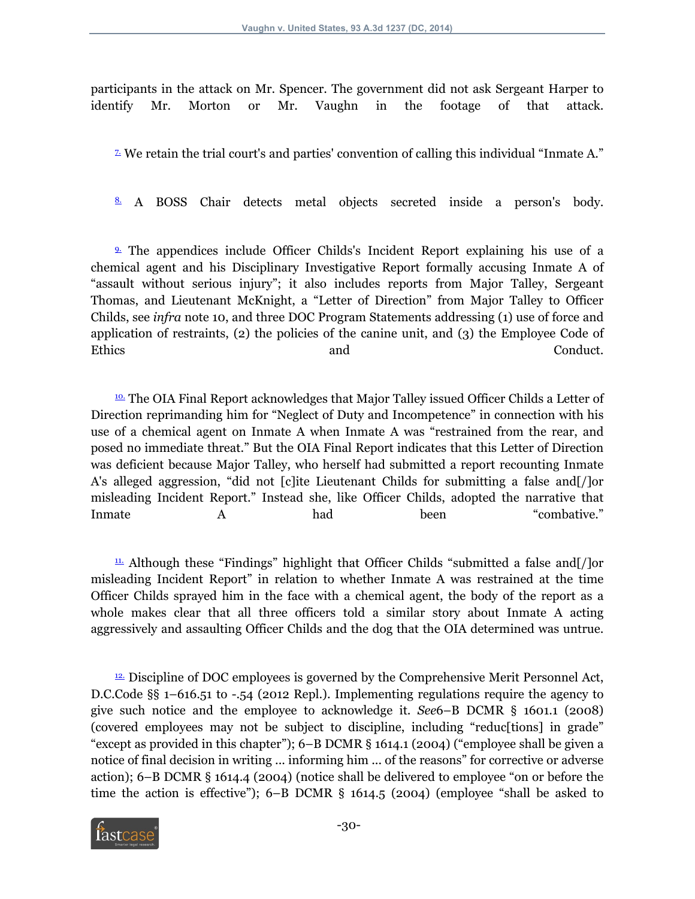participants in the attack on Mr. Spencer. The government did not ask Sergeant Harper to identify Mr. Morton or Mr. Vaughn in the footage of that attack.

7. We retain the trial court's and parties' convention of calling this individual "Inmate A."

8. A BOSS Chair detects metal objects secreted inside a person's body.

9. The appendices include Officer Childs's Incident Report explaining his use of a chemical agent and his Disciplinary Investigative Report formally accusing Inmate A of "assault without serious injury"; it also includes reports from Major Talley, Sergeant Thomas, and Lieutenant McKnight, a "Letter of Direction" from Major Talley to Officer Childs, see *infra* note 10, and three DOC Program Statements addressing (1) use of force and application of restraints, (2) the policies of the canine unit, and (3) the Employee Code of Ethics and Conduct.

10. The OIA Final Report acknowledges that Major Talley issued Officer Childs a Letter of Direction reprimanding him for "Neglect of Duty and Incompetence" in connection with his use of a chemical agent on Inmate A when Inmate A was "restrained from the rear, and posed no immediate threat." But the OIA Final Report indicates that this Letter of Direction was deficient because Major Talley, who herself had submitted a report recounting Inmate A's alleged aggression, "did not [c]ite Lieutenant Childs for submitting a false and[/]or misleading Incident Report." Instead she, like Officer Childs, adopted the narrative that Inmate A had been "combative."

11. Although these "Findings" highlight that Officer Childs "submitted a false and[/]or misleading Incident Report" in relation to whether Inmate A was restrained at the time Officer Childs sprayed him in the face with a chemical agent, the body of the report as a whole makes clear that all three officers told a similar story about Inmate A acting aggressively and assaulting Officer Childs and the dog that the OIA determined was untrue.

12. Discipline of DOC employees is governed by the Comprehensive Merit Personnel Act, D.C.Code §§ 1–616.51 to -.54 (2012 Repl.). Implementing regulations require the agency to give such notice and the employee to acknowledge it. *See*6–B DCMR § 1601.1 (2008) (covered employees may not be subject to discipline, including "reduc[tions] in grade" "except as provided in this chapter"); 6–B DCMR § 1614.1 (2004) ("employee shall be given a notice of final decision in writing ... informing him ... of the reasons" for corrective or adverse action); 6–B DCMR § 1614.4 (2004) (notice shall be delivered to employee "on or before the time the action is effective"); 6–B DCMR § 1614.5 (2004) (employee "shall be asked to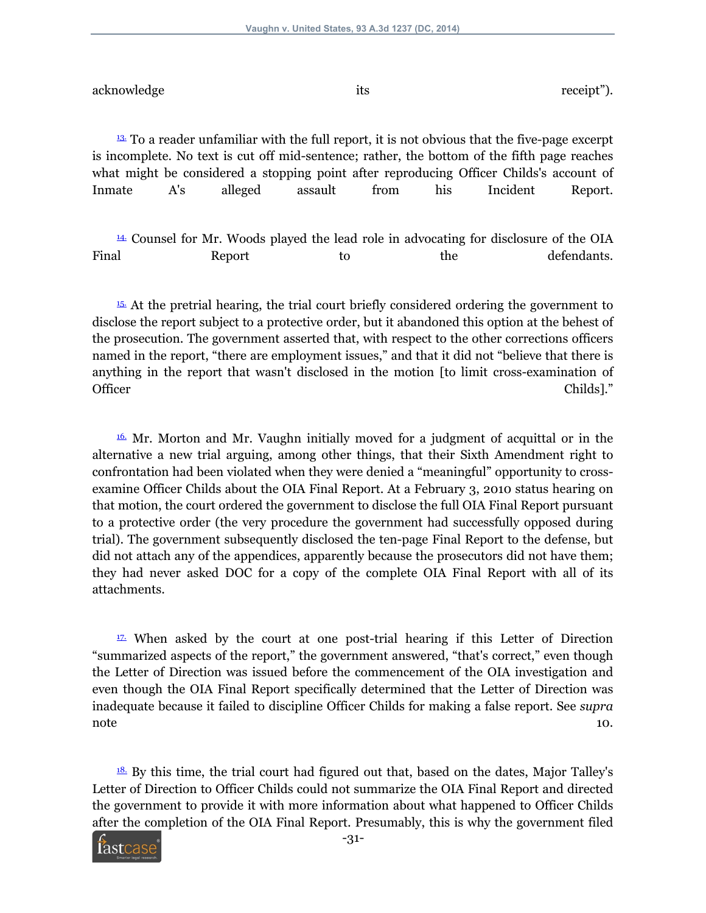acknowledge its receipt").

[13.] To a reader unfamiliar with the full report, it is not obvious that the five-page excerpt is incomplete. No text is cut off mid-sentence; rather, the bottom of the fifth page reaches what might be considered a stopping point after reproducing Officer Childs's account of Inmate A's alleged assault from his Incident Report.

[14.] Counsel for Mr. Woods played the lead role in advocating for disclosure of the OIA Final Report to the defendants.

[15.] At the pretrial hearing, the trial court briefly considered ordering the government to disclose the report subject to a protective order, but it abandoned this option at the behest of the prosecution. The government asserted that, with respect to the other corrections officers named in the report, "there are employment issues," and that it did not "believe that there is anything in the report that wasn't disclosed in the motion [to limit cross-examination of Officer Childs]."

[16.] Mr. Morton and Mr. Vaughn initially moved for a judgment of acquittal or in the alternative a new trial arguing, among other things, that their Sixth Amendment right to confrontation had been violated when they were denied a "meaningful" opportunity to cross-examine Officer Childs about the OIA Final Report. At a February 3, 2010 status hearing on that motion, the court ordered the government to disclose the full OIA Final Report pursuant to a protective order (the very procedure the government had successfully opposed during trial). The government subsequently disclosed the ten-page Final Report to the defense, but did not attach any of the appendices, apparently because the prosecutors did not have them; they had never asked DOC for a copy of the complete OIA Final Report with all of its attachments.

[17.] When asked by the court at one post-trial hearing if this Letter of Direction "summarized aspects of the report," the government answered, "that's correct," even though the Letter of Direction was issued before the commencement of the OIA investigation and even though the OIA Final Report specifically determined that the Letter of Direction was inadequate because it failed to discipline Officer Childs for making a false report. See *supra* note 10.

[18.] By this time, the trial court had figured out that, based on the dates, Major Talley's Letter of Direction to Officer Childs could not summarize the OIA Final Report and directed the government to provide it with more information about what happened to Officer Childs after the completion of the OIA Final Report. Presumably, this is why the government filed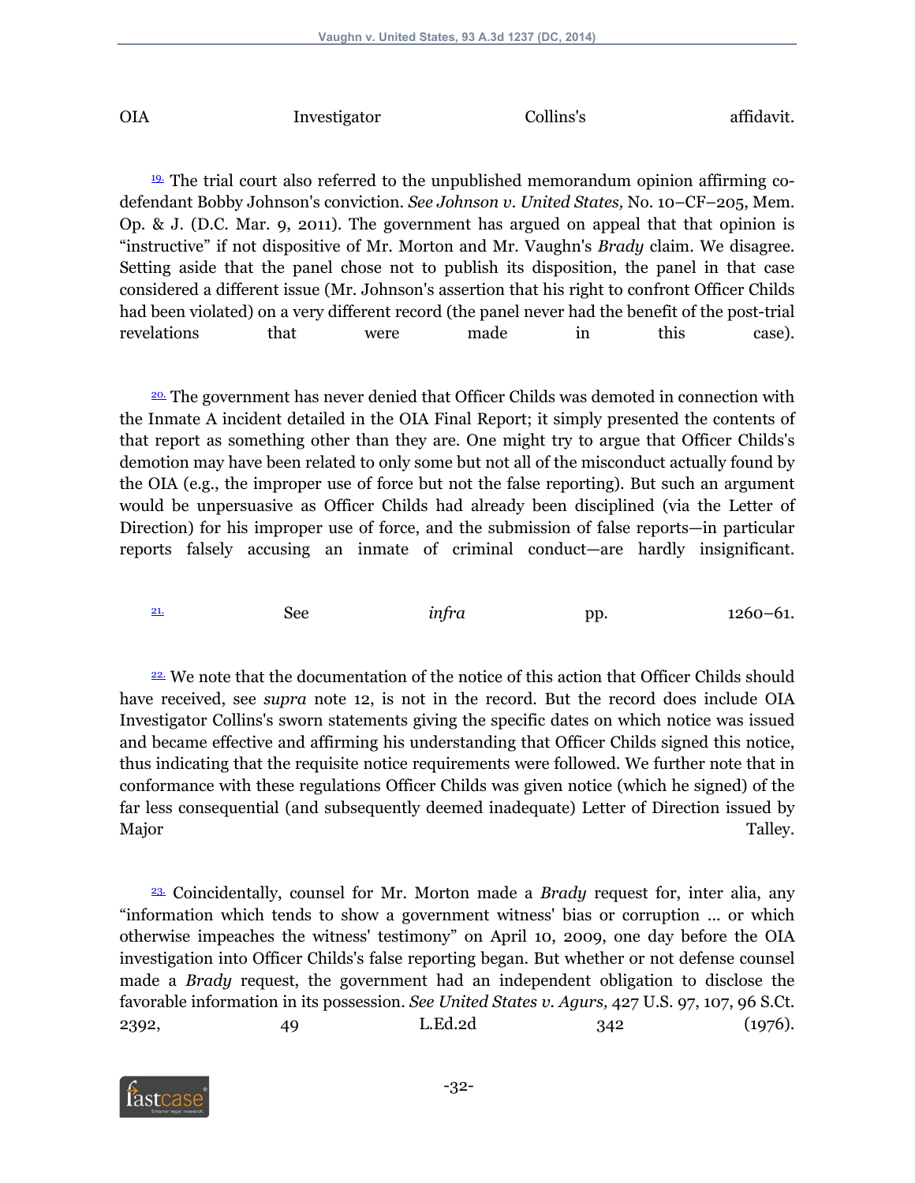OIA Investigator Collins's affidavit.

[19] The trial court also referred to the unpublished memorandum opinion affirming co-defendant Bobby Johnson's conviction. *See Johnson v. United States,* No. 10–CF–205, Mem. Op. & J. (D.C. Mar. 9, 2011). The government has argued on appeal that that opinion is "instructive" if not dispositive of Mr. Morton and Mr. Vaughn's *Brady* claim. We disagree. Setting aside that the panel chose not to publish its disposition, the panel in that case considered a different issue (Mr. Johnson's assertion that his right to confront Officer Childs had been violated) on a very different record (the panel never had the benefit of the post-trial revelations that were made in this case).

[20] The government has never denied that Officer Childs was demoted in connection with the Inmate A incident detailed in the OIA Final Report; it simply presented the contents of that report as something other than they are. One might try to argue that Officer Childs's demotion may have been related to only some but not all of the misconduct actually found by the OIA (e.g., the improper use of force but not the false reporting). But such an argument would be unpersuasive as Officer Childs had already been disciplined (via the Letter of Direction) for his improper use of force, and the submission of false reports—in particular reports falsely accusing an inmate of criminal conduct—are hardly insignificant.

[21] See *infra* pp. 1260–61.

[22] We note that the documentation of the notice of this action that Officer Childs should have received, see *supra* note 12, is not in the record. But the record does include OIA Investigator Collins's sworn statements giving the specific dates on which notice was issued and became effective and affirming his understanding that Officer Childs signed this notice, thus indicating that the requisite notice requirements were followed. We further note that in conformance with these regulations Officer Childs was given notice (which he signed) of the far less consequential (and subsequently deemed inadequate) Letter of Direction issued by Major Talley.

[23] Coincidentally, counsel for Mr. Morton made a *Brady* request for, inter alia, any "information which tends to show a government witness' bias or corruption ... or which otherwise impeaches the witness' testimony" on April 10, 2009, one day before the OIA investigation into Officer Childs's false reporting began. But whether or not defense counsel made a *Brady* request, the government had an independent obligation to disclose the favorable information in its possession. *See United States v. Agurs,* 427 U.S. 97, 107, 96 S.Ct. 2392, 49 L.Ed.2d 342 (1976).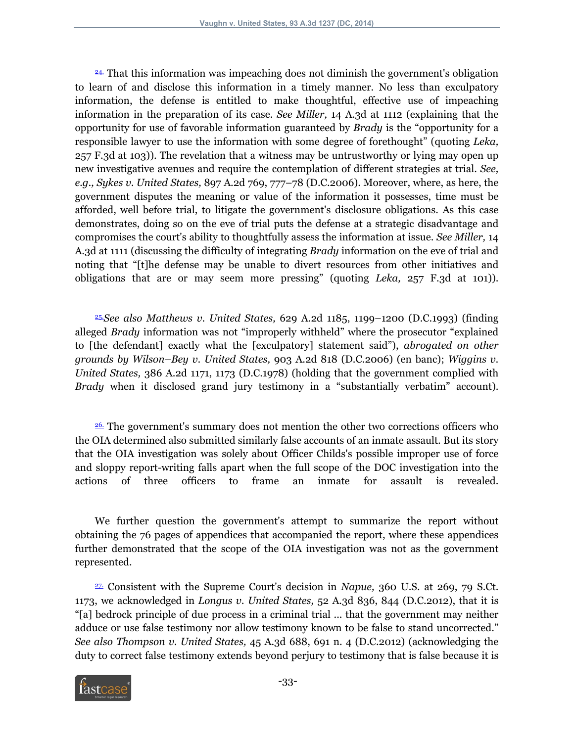[24] That this information was impeaching does not diminish the government's obligation to learn of and disclose this information in a timely manner. No less than exculpatory information, the defense is entitled to make thoughtful, effective use of impeaching information in the preparation of its case. *See Miller,* 14 A.3d at 1112 (explaining that the opportunity for use of favorable information guaranteed by *Brady* is the "opportunity for a responsible lawyer to use the information with some degree of forethought" (quoting *Leka,* 257 F.3d at 103)). The revelation that a witness may be untrustworthy or lying may open up new investigative avenues and require the contemplation of different strategies at trial. *See, e.g., Sykes v. United States,* 897 A.2d 769, 777–78 (D.C.2006). Moreover, where, as here, the government disputes the meaning or value of the information it possesses, time must be afforded, well before trial, to litigate the government's disclosure obligations. As this case demonstrates, doing so on the eve of trial puts the defense at a strategic disadvantage and compromises the court's ability to thoughtfully assess the information at issue. *See Miller,* 14 A.3d at 1111 (discussing the difficulty of integrating *Brady* information on the eve of trial and noting that "[t]he defense may be unable to divert resources from other initiatives and obligations that are or may seem more pressing" (quoting *Leka,* 257 F.3d at 101)).

[25] *See also Matthews v. United States,* 629 A.2d 1185, 1199–1200 (D.C.1993) (finding alleged *Brady* information was not "improperly withheld" where the prosecutor "explained to [the defendant] exactly what the [exculpatory] statement said"), *abrogated on other grounds by Wilson–Bey v. United States,* 903 A.2d 818 (D.C.2006) (en banc); *Wiggins v. United States,* 386 A.2d 1171, 1173 (D.C.1978) (holding that the government complied with *Brady* when it disclosed grand jury testimony in a "substantially verbatim" account).

[26] The government's summary does not mention the other two corrections officers who the OIA determined also submitted similarly false accounts of an inmate assault. But its story that the OIA investigation was solely about Officer Childs's possible improper use of force and sloppy report-writing falls apart when the full scope of the DOC investigation into the actions of three officers to frame an inmate for assault is revealed.

We further question the government's attempt to summarize the report without obtaining the 76 pages of appendices that accompanied the report, where these appendices further demonstrated that the scope of the OIA investigation was not as the government represented.

[27] Consistent with the Supreme Court's decision in *Napue,* 360 U.S. at 269, 79 S.Ct. 1173, we acknowledged in *Longus v. United States,* 52 A.3d 836, 844 (D.C.2012), that it is "[a] bedrock principle of due process in a criminal trial ... that the government may neither adduce or use false testimony nor allow testimony known to be false to stand uncorrected." *See also Thompson v. United States,* 45 A.3d 688, 691 n. 4 (D.C.2012) (acknowledging the duty to correct false testimony extends beyond perjury to testimony that is false because it is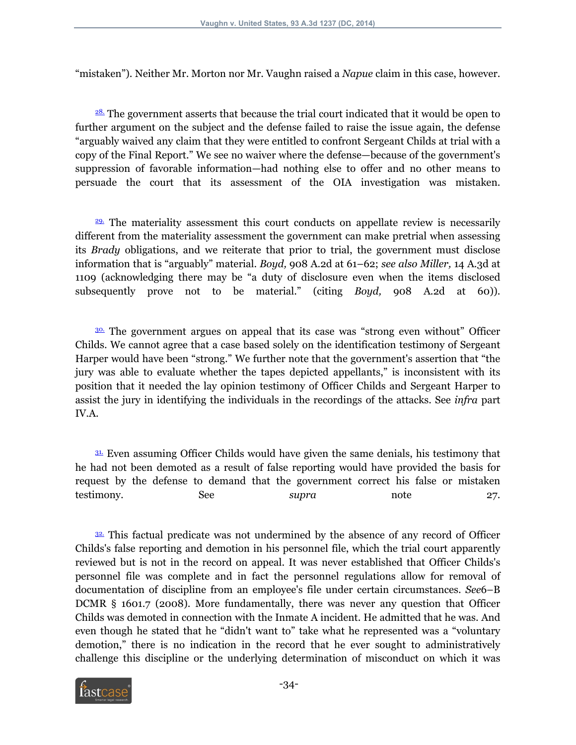"mistaken"). Neither Mr. Morton nor Mr. Vaughn raised a *Napue* claim in this case, however.

[28.] The government asserts that because the trial court indicated that it would be open to further argument on the subject and the defense failed to raise the issue again, the defense "arguably waived any claim that they were entitled to confront Sergeant Childs at trial with a copy of the Final Report." We see no waiver where the defense—because of the government's suppression of favorable information—had nothing else to offer and no other means to persuade the court that its assessment of the OIA investigation was mistaken.

[29.] The materiality assessment this court conducts on appellate review is necessarily different from the materiality assessment the government can make pretrial when assessing its *Brady* obligations, and we reiterate that prior to trial, the government must disclose information that is "arguably" material. *Boyd,* 908 A.2d at 61–62; *see also Miller,* 14 A.3d at 1109 (acknowledging there may be "a duty of disclosure even when the items disclosed subsequently prove not to be material." (citing *Boyd,* 908 A.2d at 60)).

[30.] The government argues on appeal that its case was "strong even without" Officer Childs. We cannot agree that a case based solely on the identification testimony of Sergeant Harper would have been "strong." We further note that the government's assertion that "the jury was able to evaluate whether the tapes depicted appellants," is inconsistent with its position that it needed the lay opinion testimony of Officer Childs and Sergeant Harper to assist the jury in identifying the individuals in the recordings of the attacks. See *infra* part IV.A.

[31.] Even assuming Officer Childs would have given the same denials, his testimony that he had not been demoted as a result of false reporting would have provided the basis for request by the defense to demand that the government correct his false or mistaken testimony. See *supra* note 27.

[32.] This factual predicate was not undermined by the absence of any record of Officer Childs's false reporting and demotion in his personnel file, which the trial court apparently reviewed but is not in the record on appeal. It was never established that Officer Childs's personnel file was complete and in fact the personnel regulations allow for removal of documentation of discipline from an employee's file under certain circumstances. *See*6–B DCMR § 1601.7 (2008). More fundamentally, there was never any question that Officer Childs was demoted in connection with the Inmate A incident. He admitted that he was. And even though he stated that he "didn't want to" take what he represented was a "voluntary demotion," there is no indication in the record that he ever sought to administratively challenge this discipline or the underlying determination of misconduct on which it was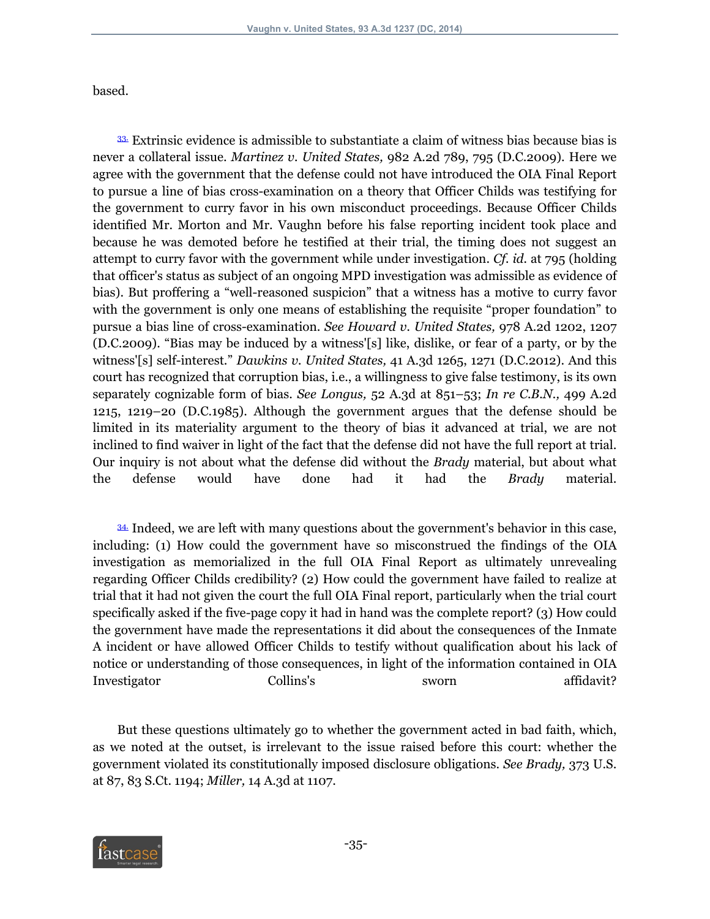based.

[33] Extrinsic evidence is admissible to substantiate a claim of witness bias because bias is never a collateral issue. *Martinez v. United States,* 982 A.2d 789, 795 (D.C.2009). Here we agree with the government that the defense could not have introduced the OIA Final Report to pursue a line of bias cross-examination on a theory that Officer Childs was testifying for the government to curry favor in his own misconduct proceedings. Because Officer Childs identified Mr. Morton and Mr. Vaughn before his false reporting incident took place and because he was demoted before he testified at their trial, the timing does not suggest an attempt to curry favor with the government while under investigation. *Cf. id.* at 795 (holding that officer's status as subject of an ongoing MPD investigation was admissible as evidence of bias). But proffering a "well-reasoned suspicion" that a witness has a motive to curry favor with the government is only one means of establishing the requisite "proper foundation" to pursue a bias line of cross-examination. *See Howard v. United States,* 978 A.2d 1202, 1207 (D.C.2009). "Bias may be induced by a witness'[s] like, dislike, or fear of a party, or by the witness'[s] self-interest." *Dawkins v. United States,* 41 A.3d 1265, 1271 (D.C.2012). And this court has recognized that corruption bias, i.e., a willingness to give false testimony, is its own separately cognizable form of bias. *See Longus,* 52 A.3d at 851–53; *In re C.B.N.,* 499 A.2d 1215, 1219–20 (D.C.1985). Although the government argues that the defense should be limited in its materiality argument to the theory of bias it advanced at trial, we are not inclined to find waiver in light of the fact that the defense did not have the full report at trial. Our inquiry is not about what the defense did without the *Brady* material, but about what the defense would have done had it had the *Brady* material.

[34] Indeed, we are left with many questions about the government's behavior in this case, including: (1) How could the government have so misconstrued the findings of the OIA investigation as memorialized in the full OIA Final Report as ultimately unrevealing regarding Officer Childs credibility? (2) How could the government have failed to realize at trial that it had not given the court the full OIA Final report, particularly when the trial court specifically asked if the five-page copy it had in hand was the complete report? (3) How could the government have made the representations it did about the consequences of the Inmate A incident or have allowed Officer Childs to testify without qualification about his lack of notice or understanding of those consequences, in light of the information contained in OIA Investigator Collins's sworn affidavit?

But these questions ultimately go to whether the government acted in bad faith, which, as we noted at the outset, is irrelevant to the issue raised before this court: whether the government violated its constitutionally imposed disclosure obligations. *See Brady,* 373 U.S. at 87, 83 S.Ct. 1194; *Miller,* 14 A.3d at 1107.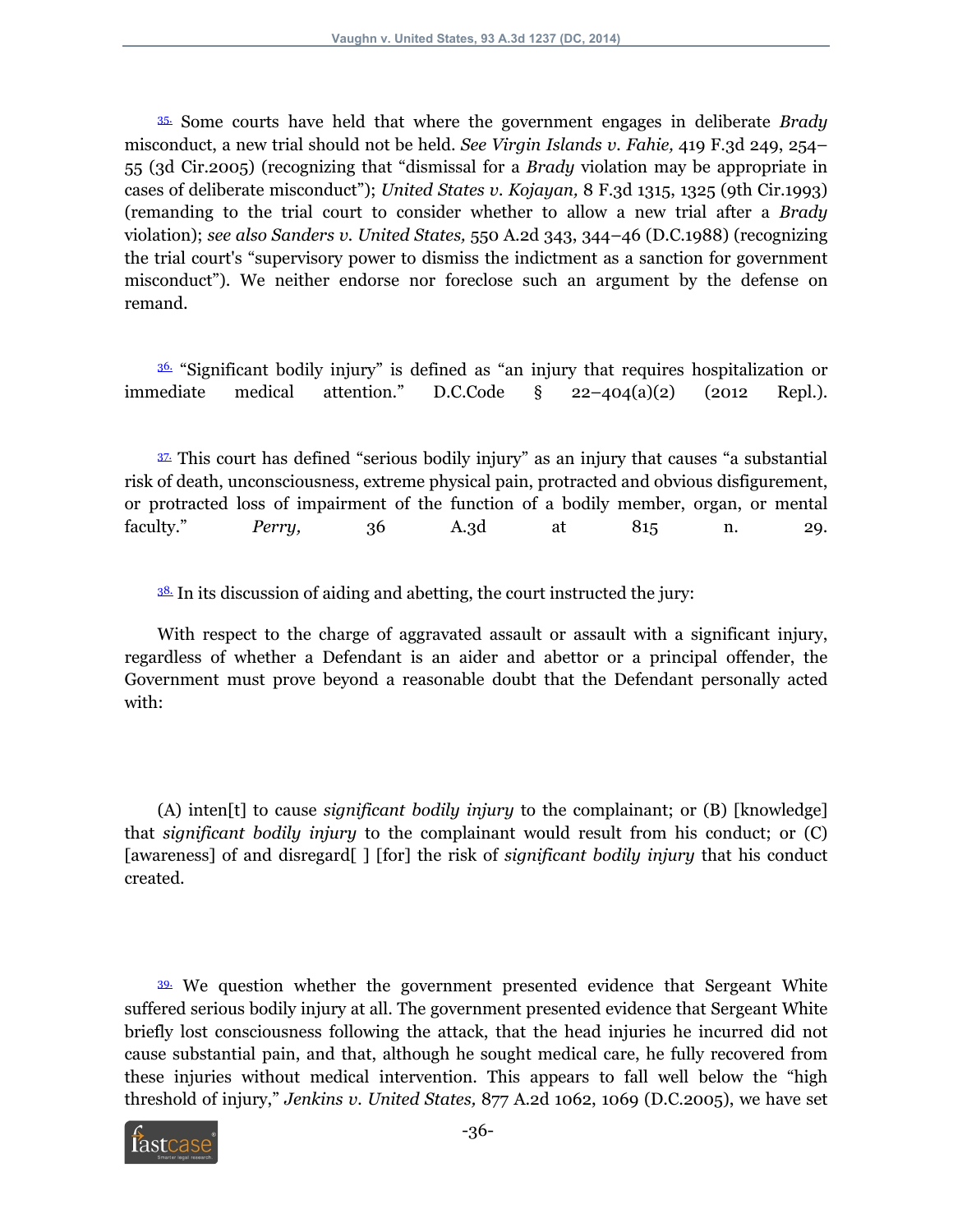[35] Some courts have held that where the government engages in deliberate *Brady* misconduct, a new trial should not be held. *See Virgin Islands v. Fahie,* 419 F.3d 249, 254–55 (3d Cir.2005) (recognizing that "dismissal for a *Brady* violation may be appropriate in cases of deliberate misconduct"); *United States v. Kojayan,* 8 F.3d 1315, 1325 (9th Cir.1993) (remanding to the trial court to consider whether to allow a new trial after a *Brady* violation); *see also Sanders v. United States,* 550 A.2d 343, 344–46 (D.C.1988) (recognizing the trial court's "supervisory power to dismiss the indictment as a sanction for government misconduct"). We neither endorse nor foreclose such an argument by the defense on remand.

[36] "Significant bodily injury" is defined as "an injury that requires hospitalization or immediate medical attention." D.C.Code § 22–404(a)(2) (2012 Repl.).

[37] This court has defined "serious bodily injury" as an injury that causes "a substantial risk of death, unconsciousness, extreme physical pain, protracted and obvious disfigurement, or protracted loss of impairment of the function of a bodily member, organ, or mental faculty." *Perry,* 36 A.3d at 815 n. 29.

[38] In its discussion of aiding and abetting, the court instructed the jury:

With respect to the charge of aggravated assault or assault with a significant injury, regardless of whether a Defendant is an aider and abettor or a principal offender, the Government must prove beyond a reasonable doubt that the Defendant personally acted with:

(A) inten[t] to cause *significant bodily injury* to the complainant; or (B) [knowledge] that *significant bodily injury* to the complainant would result from his conduct; or (C) [awareness] of and disregard[ ] [for] the risk of *significant bodily injury* that his conduct created.

[39] We question whether the government presented evidence that Sergeant White suffered serious bodily injury at all. The government presented evidence that Sergeant White briefly lost consciousness following the attack, that the head injuries he incurred did not cause substantial pain, and that, although he sought medical care, he fully recovered from these injuries without medical intervention. This appears to fall well below the "high threshold of injury," *Jenkins v. United States,* 877 A.2d 1062, 1069 (D.C.2005), we have set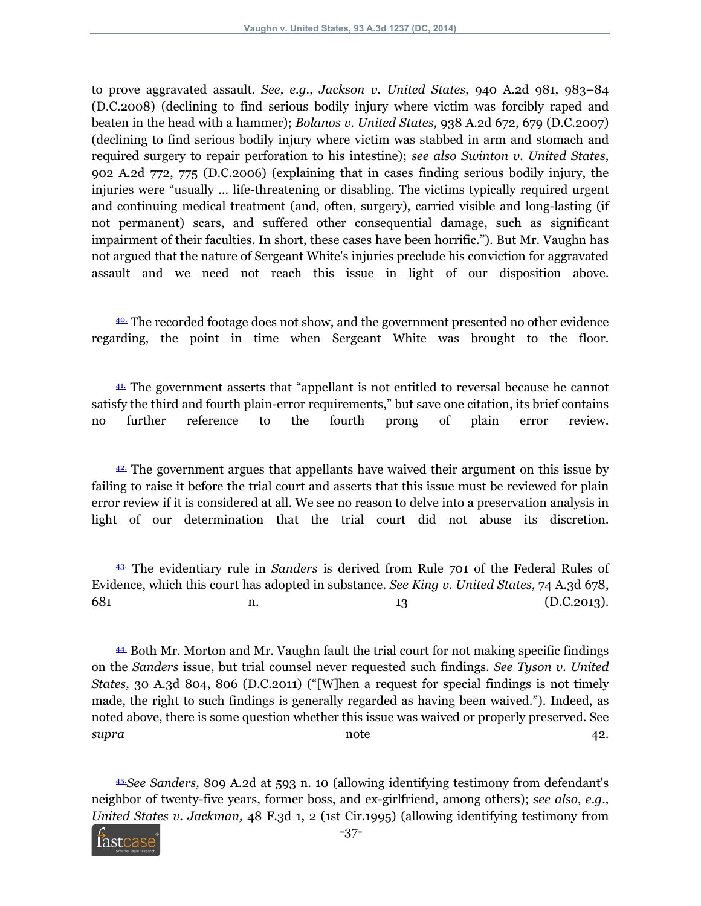to prove aggravated assault. *See, e.g., Jackson v. United States,* 940 A.2d 981, 983–84 (D.C.2008) (declining to find serious bodily injury where victim was forcibly raped and beaten in the head with a hammer); *Bolanos v. United States,* 938 A.2d 672, 679 (D.C.2007) (declining to find serious bodily injury where victim was stabbed in arm and stomach and required surgery to repair perforation to his intestine); *see also Swinton v. United States,* 902 A.2d 772, 775 (D.C.2006) (explaining that in cases finding serious bodily injury, the injuries were "usually ... life-threatening or disabling. The victims typically required urgent and continuing medical treatment (and, often, surgery), carried visible and long-lasting (if not permanent) scars, and suffered other consequential damage, such as significant impairment of their faculties. In short, these cases have been horrific."). But Mr. Vaughn has not argued that the nature of Sergeant White's injuries preclude his conviction for aggravated assault and we need not reach this issue in light of our disposition above.

40. The recorded footage does not show, and the government presented no other evidence regarding, the point in time when Sergeant White was brought to the floor.

41. The government asserts that "appellant is not entitled to reversal because he cannot satisfy the third and fourth plain-error requirements," but save one citation, its brief contains no further reference to the fourth prong of plain error review.

42. The government argues that appellants have waived their argument on this issue by failing to raise it before the trial court and asserts that this issue must be reviewed for plain error review if it is considered at all. We see no reason to delve into a preservation analysis in light of our determination that the trial court did not abuse its discretion.

43. The evidentiary rule in *Sanders* is derived from Rule 701 of the Federal Rules of Evidence, which this court has adopted in substance. *See King v. United States,* 74 A.3d 678, 681 n. 13 (D.C.2013).

44. Both Mr. Morton and Mr. Vaughn fault the trial court for not making specific findings on the *Sanders* issue, but trial counsel never requested such findings. *See Tyson v. United States,* 30 A.3d 804, 806 (D.C.2011) ("[W]hen a request for special findings is not timely made, the right to such findings is generally regarded as having been waived."). Indeed, as noted above, there is some question whether this issue was waived or properly preserved. See *supra* note 42.

45. *See Sanders,* 809 A.2d at 593 n. 10 (allowing identifying testimony from defendant's neighbor of twenty-five years, former boss, and ex-girlfriend, among others); *see also, e.g., United States v. Jackman,* 48 F.3d 1, 2 (1st Cir.1995) (allowing identifying testimony from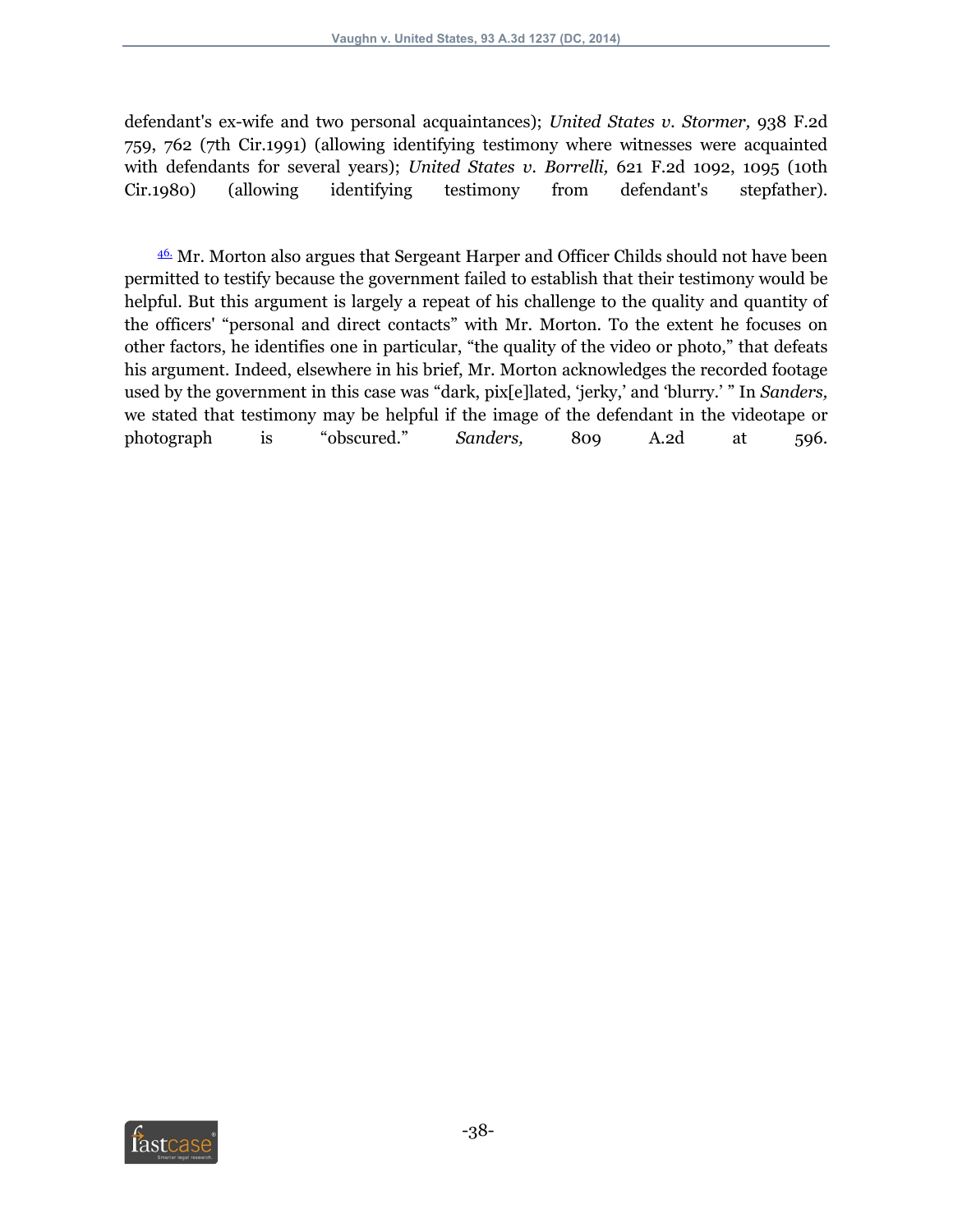defendant's ex-wife and two personal acquaintances); *United States v. Stormer,* 938 F.2d 759, 762 (7th Cir.1991) (allowing identifying testimony where witnesses were acquainted with defendants for several years); *United States v. Borrelli,* 621 F.2d 1092, 1095 (10th Cir.1980) (allowing identifying testimony from defendant's stepfather).

[46.] Mr. Morton also argues that Sergeant Harper and Officer Childs should not have been permitted to testify because the government failed to establish that their testimony would be helpful. But this argument is largely a repeat of his challenge to the quality and quantity of the officers' "personal and direct contacts" with Mr. Morton. To the extent he focuses on other factors, he identifies one in particular, "the quality of the video or photo," that defeats his argument. Indeed, elsewhere in his brief, Mr. Morton acknowledges the recorded footage used by the government in this case was "dark, pix[e]lated, 'jerky,' and 'blurry.' " In *Sanders,* we stated that testimony may be helpful if the image of the defendant in the videotape or photograph is "obscured." *Sanders,* 809 A.2d at 596.